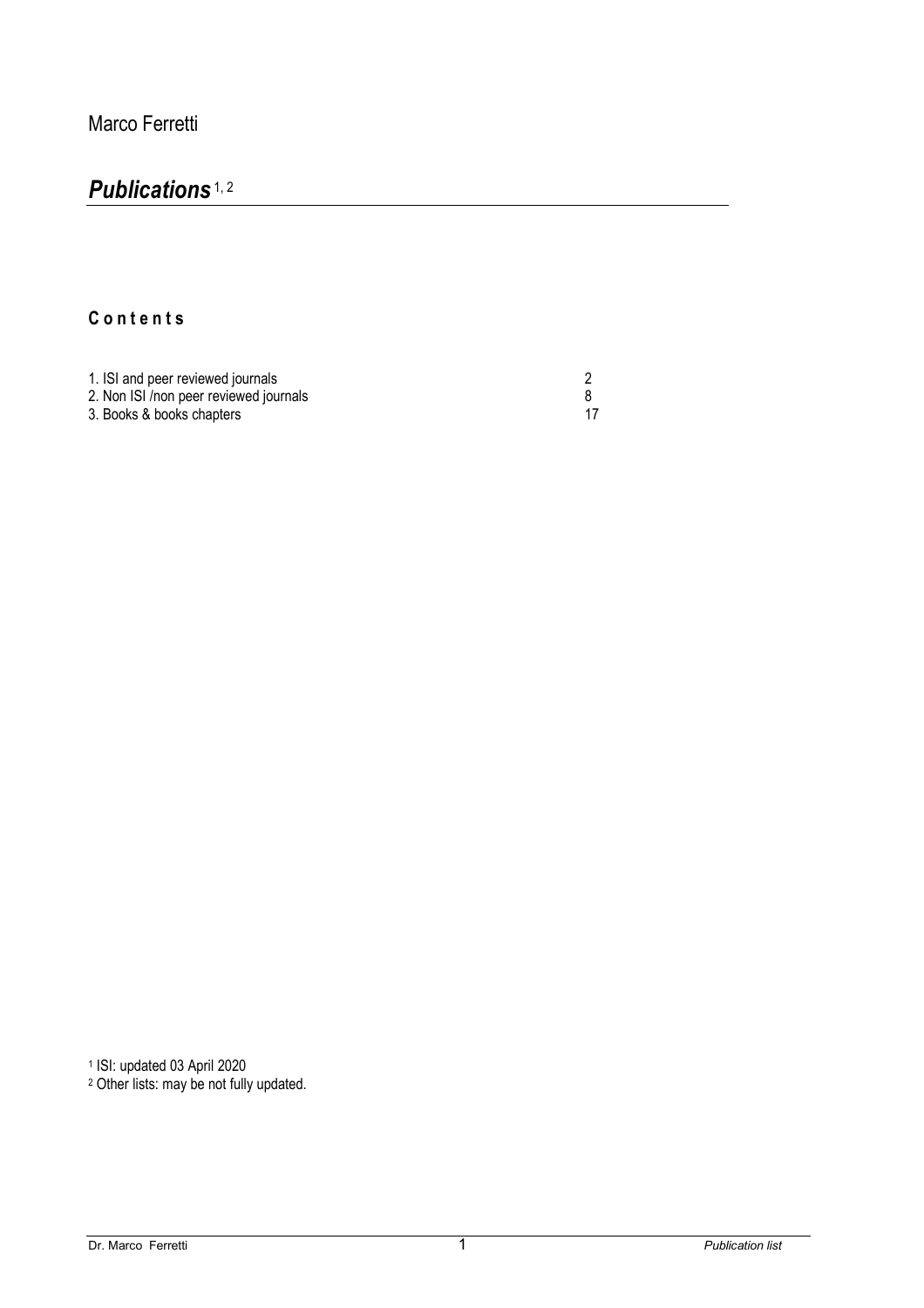Marco Ferretti

# *Publications*[1, 2]

## C o n t e n t s

| | |
|---|---|
| 1. ISI and peer reviewed journals | 2 |
| 2. Non ISI /non peer reviewed journals | 8 |
| 3. Books & books chapters | 17 |

[1] ISI: updated 03 April 2020

[2] Other lists: may be not fully updated.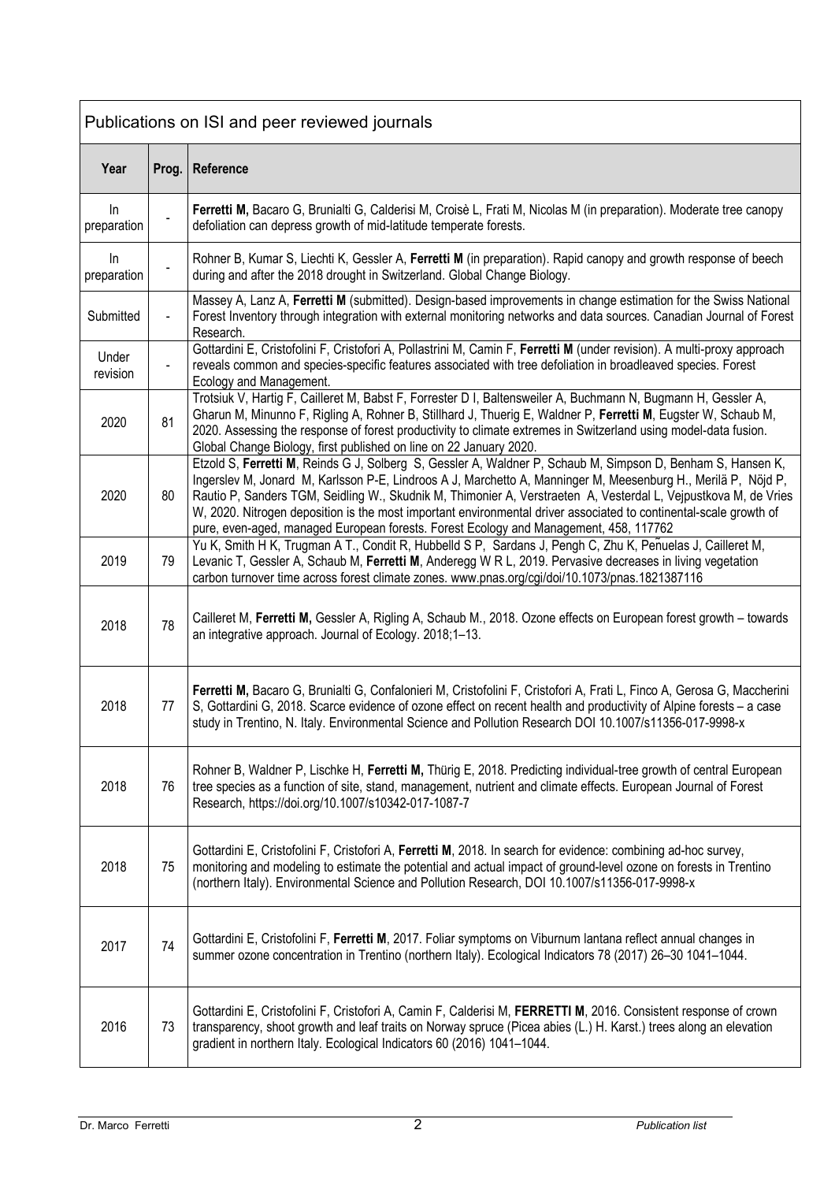| Publications on ISI and peer reviewed journals | | |
|---|---|---|
| **Year** | **Prog.** | **Reference** |
| In preparation | - | **Ferretti M,** Bacaro G, Brunialti G, Calderisi M, Croisè L, Frati M, Nicolas M (in preparation). Moderate tree canopy defoliation can depress growth of mid-latitude temperate forests. |
| In preparation | - | Rohner B, Kumar S, Liechti K, Gessler A, **Ferretti M** (in preparation). Rapid canopy and growth response of beech during and after the 2018 drought in Switzerland. Global Change Biology. |
| Submitted | - | Massey A, Lanz A, **Ferretti M** (submitted). Design-based improvements in change estimation for the Swiss National Forest Inventory through integration with external monitoring networks and data sources. Canadian Journal of Forest Research. |
| Under revision | - | Gottardini E, Cristofolini F, Cristofori A, Pollastrini M, Camin F, **Ferretti M** (under revision). A multi-proxy approach reveals common and species-specific features associated with tree defoliation in broadleaved species. Forest Ecology and Management. |
| 2020 | 81 | Trotsiuk V, Hartig F, Cailleret M, Babst F, Forrester D I, Baltensweiler A, Buchmann N, Bugmann H, Gessler A, Gharun M, Minunno F, Rigling A, Rohner B, Stillhard J, Thuerig E, Waldner P, **Ferretti M**, Eugster W, Schaub M, 2020. Assessing the response of forest productivity to climate extremes in Switzerland using model-data fusion. Global Change Biology, first published on line on 22 January 2020. |
| 2020 | 80 | Etzold S, **Ferretti M**, Reinds G J, Solberg S, Gessler A, Waldner P, Schaub M, Simpson D, Benham S, Hansen K, Ingerslev M, Jonard M, Karlsson P-E, Lindroos A J, Marchetto A, Manninger M, Meesenburg H., Merilä P, Nöjd P, Rautio P, Sanders TGM, Seidling W., Skudnik M, Thimonier A, Verstraeten A, Vesterdal L, Vejpustkova M, de Vries W, 2020. Nitrogen deposition is the most important environmental driver associated to continental-scale growth of pure, even-aged, managed European forests. Forest Ecology and Management, 458, 117762 |
| 2019 | 79 | Yu K, Smith H K, Trugman A T., Condit R, Hubbelld S P, Sardans J, Pengh C, Zhu K, Peñuelas J, Cailleret M, Levanic T, Gessler A, Schaub M, **Ferretti M**, Anderegg W R L, 2019. Pervasive decreases in living vegetation carbon turnover time across forest climate zones. www.pnas.org/cgi/doi/10.1073/pnas.1821387116 |
| 2018 | 78 | Cailleret M, **Ferretti M,** Gessler A, Rigling A, Schaub M., 2018. Ozone effects on European forest growth – towards an integrative approach. Journal of Ecology. 2018;1–13. |
| 2018 | 77 | **Ferretti M,** Bacaro G, Brunialti G, Confalonieri M, Cristofolini F, Cristofori A, Frati L, Finco A, Gerosa G, Maccherini S, Gottardini G, 2018. Scarce evidence of ozone effect on recent health and productivity of Alpine forests – a case study in Trentino, N. Italy. Environmental Science and Pollution Research DOI 10.1007/s11356-017-9998-x |
| 2018 | 76 | Rohner B, Waldner P, Lischke H, **Ferretti M,** Thürig E, 2018. Predicting individual-tree growth of central European tree species as a function of site, stand, management, nutrient and climate effects. European Journal of Forest Research, https://doi.org/10.1007/s10342-017-1087-7 |
| 2018 | 75 | Gottardini E, Cristofolini F, Cristofori A, **Ferretti M**, 2018. In search for evidence: combining ad-hoc survey, monitoring and modeling to estimate the potential and actual impact of ground-level ozone on forests in Trentino (northern Italy). Environmental Science and Pollution Research, DOI 10.1007/s11356-017-9998-x |
| 2017 | 74 | Gottardini E, Cristofolini F, **Ferretti M**, 2017. Foliar symptoms on Viburnum lantana reflect annual changes in summer ozone concentration in Trentino (northern Italy). Ecological Indicators 78 (2017) 26–30 1041–1044. |
| 2016 | 73 | Gottardini E, Cristofolini F, Cristofori A, Camin F, Calderisi M, **FERRETTI M**, 2016. Consistent response of crown transparency, shoot growth and leaf traits on Norway spruce (Picea abies (L.) H. Karst.) trees along an elevation gradient in northern Italy. Ecological Indicators 60 (2016) 1041–1044. |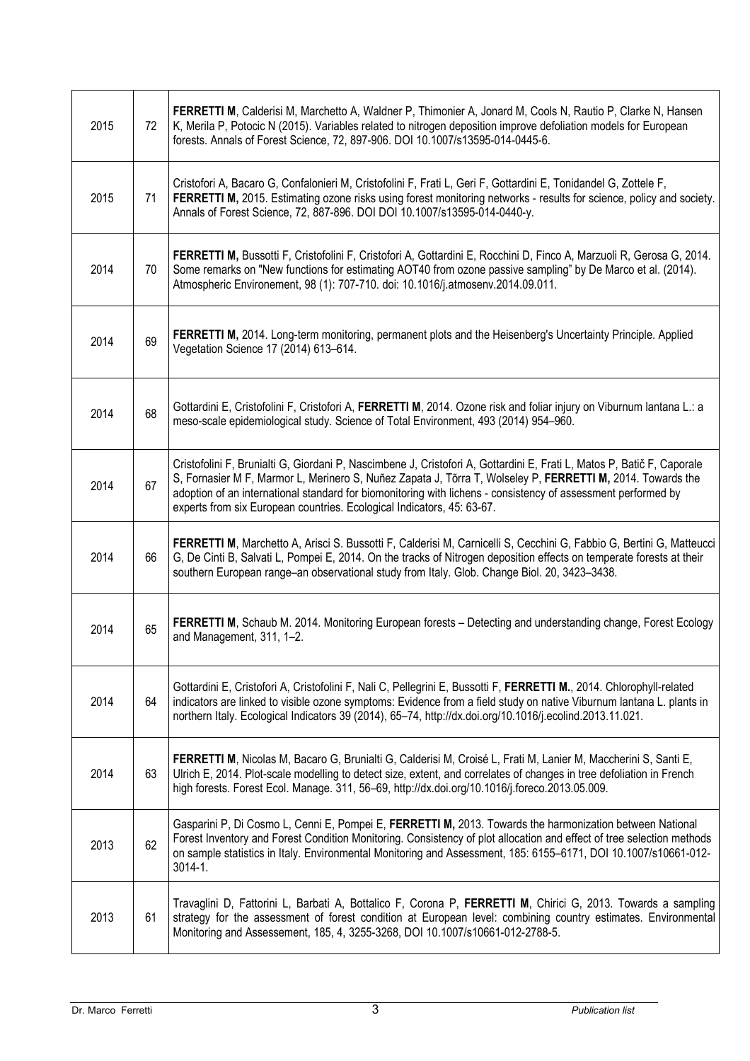| | | |
|---|---|---|
| 2015 | 72 | **FERRETTI M**, Calderisi M, Marchetto A, Waldner P, Thimonier A, Jonard M, Cools N, Rautio P, Clarke N, Hansen K, Merila P, Potocic N (2015). Variables related to nitrogen deposition improve defoliation models for European forests. Annals of Forest Science, 72, 897-906. DOI 10.1007/s13595-014-0445-6. |
| 2015 | 71 | Cristofori A, Bacaro G, Confalonieri M, Cristofolini F, Frati L, Geri F, Gottardini E, Tonidandel G, Zottele F, **FERRETTI M,** 2015. Estimating ozone risks using forest monitoring networks - results for science, policy and society. Annals of Forest Science, 72, 887-896. DOI DOI 10.1007/s13595-014-0440-y. |
| 2014 | 70 | **FERRETTI M,** Bussotti F, Cristofolini F, Cristofori A, Gottardini E, Rocchini D, Finco A, Marzuoli R, Gerosa G, 2014. Some remarks on "New functions for estimating AOT40 from ozone passive sampling" by De Marco et al. (2014). Atmospheric Environement, 98 (1): 707-710. doi: 10.1016/j.atmosenv.2014.09.011. |
| 2014 | 69 | **FERRETTI M,** 2014. Long-term monitoring, permanent plots and the Heisenberg's Uncertainty Principle. Applied Vegetation Science 17 (2014) 613–614. |
| 2014 | 68 | Gottardini E, Cristofolini F, Cristofori A, **FERRETTI M**, 2014. Ozone risk and foliar injury on Viburnum lantana L.: a meso-scale epidemiological study. Science of Total Environment, 493 (2014) 954–960. |
| 2014 | 67 | Cristofolini F, Brunialti G, Giordani P, Nascimbene J, Cristofori A, Gottardini E, Frati L, Matos P, Batič F, Caporale S, Fornasier M F, Marmor L, Merinero S, Nuñez Zapata J, Tõrra T, Wolseley P, **FERRETTI M,** 2014. Towards the adoption of an international standard for biomonitoring with lichens - consistency of assessment performed by experts from six European countries. Ecological Indicators, 45: 63-67. |
| 2014 | 66 | **FERRETTI M**, Marchetto A, Arisci S. Bussotti F, Calderisi M, Carnicelli S, Cecchini G, Fabbio G, Bertini G, Matteucci G, De Cinti B, Salvati L, Pompei E, 2014. On the tracks of Nitrogen deposition effects on temperate forests at their southern European range–an observational study from Italy. Glob. Change Biol. 20, 3423–3438. |
| 2014 | 65 | **FERRETTI M**, Schaub M. 2014. Monitoring European forests – Detecting and understanding change, Forest Ecology and Management, 311, 1–2. |
| 2014 | 64 | Gottardini E, Cristofori A, Cristofolini F, Nali C, Pellegrini E, Bussotti F, **FERRETTI M.**, 2014. Chlorophyll-related indicators are linked to visible ozone symptoms: Evidence from a field study on native Viburnum lantana L. plants in northern Italy. Ecological Indicators 39 (2014), 65–74, http://dx.doi.org/10.1016/j.ecolind.2013.11.021. |
| 2014 | 63 | **FERRETTI M**, Nicolas M, Bacaro G, Brunialti G, Calderisi M, Croisé L, Frati M, Lanier M, Maccherini S, Santi E, Ulrich E, 2014. Plot-scale modelling to detect size, extent, and correlates of changes in tree defoliation in French high forests. Forest Ecol. Manage. 311, 56–69, http://dx.doi.org/10.1016/j.foreco.2013.05.009. |
| 2013 | 62 | Gasparini P, Di Cosmo L, Cenni E, Pompei E, **FERRETTI M,** 2013. Towards the harmonization between National Forest Inventory and Forest Condition Monitoring. Consistency of plot allocation and effect of tree selection methods on sample statistics in Italy. Environmental Monitoring and Assessment, 185: 6155–6171, DOI 10.1007/s10661-012-3014-1. |
| 2013 | 61 | Travaglini D, Fattorini L, Barbati A, Bottalico F, Corona P, **FERRETTI M**, Chirici G, 2013. Towards a sampling strategy for the assessment of forest condition at European level: combining country estimates. Environmental Monitoring and Assessement, 185, 4, 3255-3268, DOI 10.1007/s10661-012-2788-5. |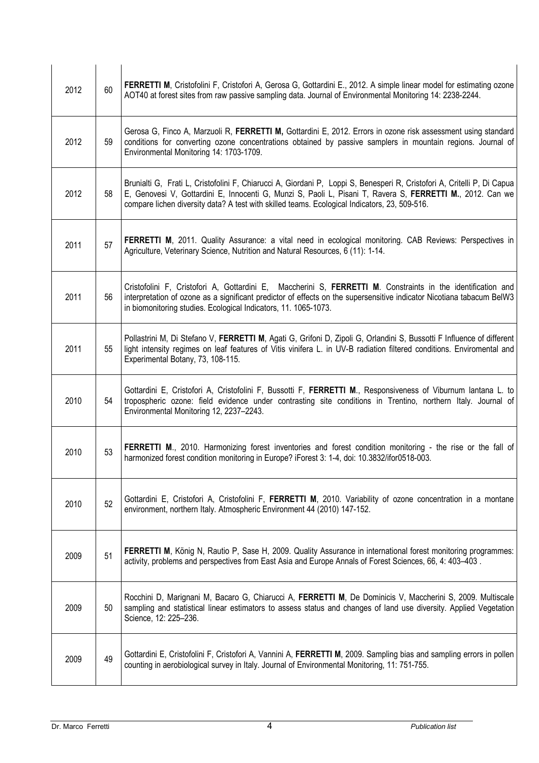| | | |
|---|---|---|
| 2012 | 60 | **FERRETTI M**, Cristofolini F, Cristofori A, Gerosa G, Gottardini E., 2012. A simple linear model for estimating ozone AOT40 at forest sites from raw passive sampling data. Journal of Environmental Monitoring 14: 2238-2244. |
| 2012 | 59 | Gerosa G, Finco A, Marzuoli R, **FERRETTI M,** Gottardini E, 2012. Errors in ozone risk assessment using standard conditions for converting ozone concentrations obtained by passive samplers in mountain regions. Journal of Environmental Monitoring 14: 1703-1709. |
| 2012 | 58 | Brunialti G, Frati L, Cristofolini F, Chiarucci A, Giordani P, Loppi S, Benesperi R, Cristofori A, Critelli P, Di Capua E, Genovesi V, Gottardini E, Innocenti G, Munzi S, Paoli L, Pisani T, Ravera S, **FERRETTI M.**, 2012. Can we compare lichen diversity data? A test with skilled teams. Ecological Indicators, 23, 509-516. |
| 2011 | 57 | **FERRETTI M**, 2011. Quality Assurance: a vital need in ecological monitoring. CAB Reviews: Perspectives in Agriculture, Veterinary Science, Nutrition and Natural Resources, 6 (11): 1-14. |
| 2011 | 56 | Cristofolini F, Cristofori A, Gottardini E, Maccherini S, **FERRETTI M**. Constraints in the identification and interpretation of ozone as a significant predictor of effects on the supersensitive indicator Nicotiana tabacum BelW3 in biomonitoring studies. Ecological Indicators, 11. 1065-1073. |
| 2011 | 55 | Pollastrini M, Di Stefano V, **FERRETTI M**, Agati G, Grifoni D, Zipoli G, Orlandini S, Bussotti F Influence of different light intensity regimes on leaf features of Vitis vinifera L. in UV-B radiation filtered conditions. Enviromental and Experimental Botany, 73, 108-115. |
| 2010 | 54 | Gottardini E, Cristofori A, Cristofolini F, Bussotti F, **FERRETTI M.**, Responsiveness of Viburnum lantana L. to tropospheric ozone: field evidence under contrasting site conditions in Trentino, northern Italy. Journal of Environmental Monitoring 12, 2237–2243. |
| 2010 | 53 | **FERRETTI M**., 2010. Harmonizing forest inventories and forest condition monitoring - the rise or the fall of harmonized forest condition monitoring in Europe? iForest 3: 1-4, doi: 10.3832/ifor0518-003. |
| 2010 | 52 | Gottardini E, Cristofori A, Cristofolini F, **FERRETTI M**, 2010. Variability of ozone concentration in a montane environment, northern Italy. Atmospheric Environment 44 (2010) 147-152. |
| 2009 | 51 | **FERRETTI M**, König N, Rautio P, Sase H, 2009. Quality Assurance in international forest monitoring programmes: activity, problems and perspectives from East Asia and Europe Annals of Forest Sciences, 66, 4: 403–403 . |
| 2009 | 50 | Rocchini D, Marignani M, Bacaro G, Chiarucci A, **FERRETTI M**, De Dominicis V, Maccherini S, 2009. Multiscale sampling and statistical linear estimators to assess status and changes of land use diversity. Applied Vegetation Science, 12: 225–236. |
| 2009 | 49 | Gottardini E, Cristofolini F, Cristofori A, Vannini A, **FERRETTI M**, 2009. Sampling bias and sampling errors in pollen counting in aerobiological survey in Italy. Journal of Environmental Monitoring, 11: 751-755. |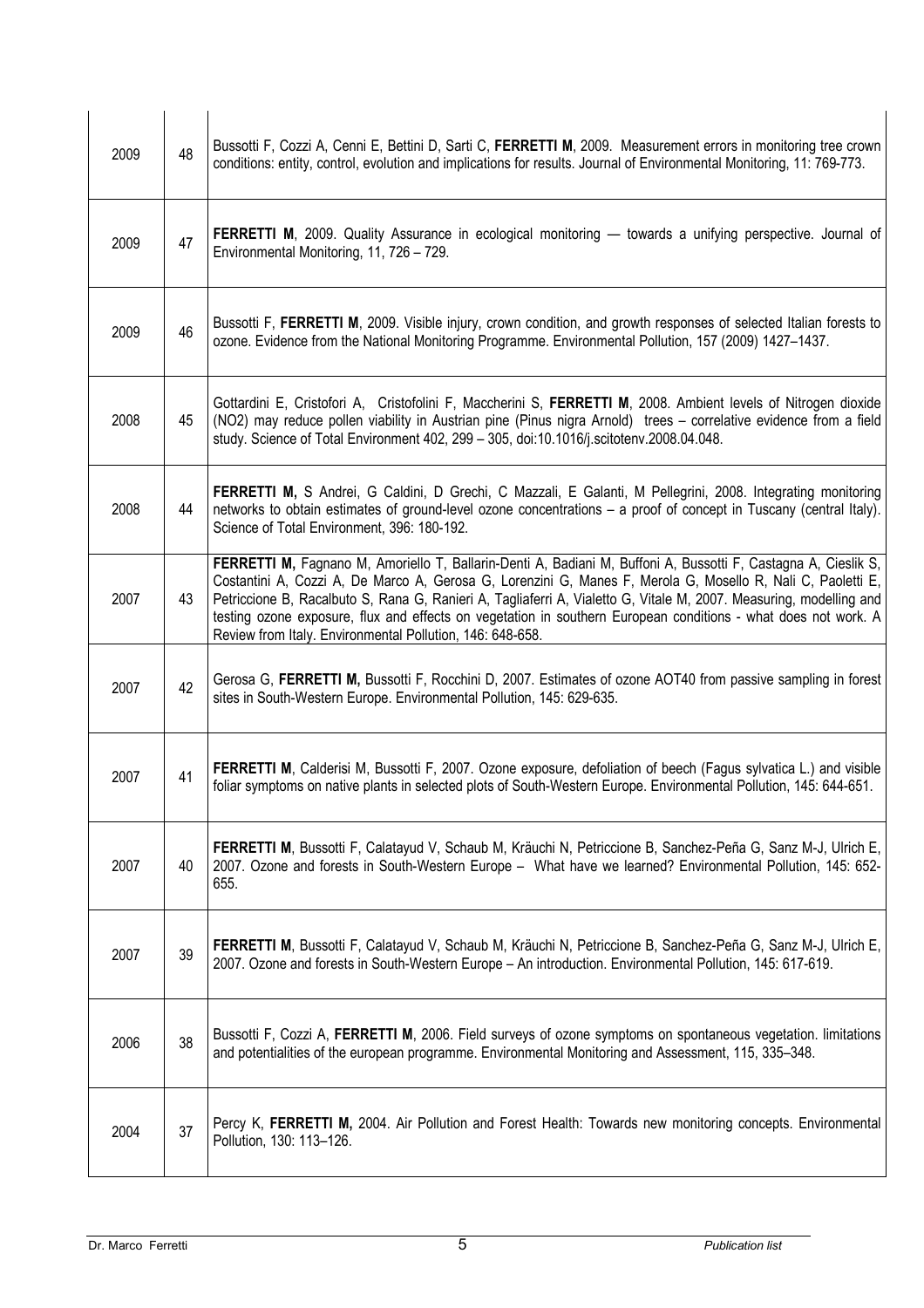| | | |
|---|---|---|
| 2009 | 48 | Bussotti F, Cozzi A, Cenni E, Bettini D, Sarti C, **FERRETTI M**, 2009. Measurement errors in monitoring tree crown conditions: entity, control, evolution and implications for results. Journal of Environmental Monitoring, 11: 769-773. |
| 2009 | 47 | **FERRETTI M**, 2009. Quality Assurance in ecological monitoring — towards a unifying perspective. Journal of Environmental Monitoring, 11, 726 – 729. |
| 2009 | 46 | Bussotti F, **FERRETTI M**, 2009. Visible injury, crown condition, and growth responses of selected Italian forests to ozone. Evidence from the National Monitoring Programme. Environmental Pollution, 157 (2009) 1427–1437. |
| 2008 | 45 | Gottardini E, Cristofori A, Cristofolini F, Maccherini S, **FERRETTI M**, 2008. Ambient levels of Nitrogen dioxide (NO2) may reduce pollen viability in Austrian pine (Pinus nigra Arnold) trees – correlative evidence from a field study. Science of Total Environment 402, 299 – 305, doi:10.1016/j.scitotenv.2008.04.048. |
| 2008 | 44 | **FERRETTI M,** S Andrei, G Caldini, D Grechi, C Mazzali, E Galanti, M Pellegrini, 2008. Integrating monitoring networks to obtain estimates of ground-level ozone concentrations – a proof of concept in Tuscany (central Italy). Science of Total Environment, 396: 180-192. |
| 2007 | 43 | **FERRETTI M,** Fagnano M, Amoriello T, Ballarin-Denti A, Badiani M, Buffoni A, Bussotti F, Castagna A, Cieslik S, Costantini A, Cozzi A, De Marco A, Gerosa G, Lorenzini G, Manes F, Merola G, Mosello R, Nali C, Paoletti E, Petriccione B, Racalbuto S, Rana G, Ranieri A, Tagliaferri A, Vialetto G, Vitale M, 2007. Measuring, modelling and testing ozone exposure, flux and effects on vegetation in southern European conditions - what does not work. A Review from Italy. Environmental Pollution, 146: 648-658. |
| 2007 | 42 | Gerosa G, **FERRETTI M,** Bussotti F, Rocchini D, 2007. Estimates of ozone AOT40 from passive sampling in forest sites in South-Western Europe. Environmental Pollution, 145: 629-635. |
| 2007 | 41 | **FERRETTI M**, Calderisi M, Bussotti F, 2007. Ozone exposure, defoliation of beech (Fagus sylvatica L.) and visible foliar symptoms on native plants in selected plots of South-Western Europe. Environmental Pollution, 145: 644-651. |
| 2007 | 40 | **FERRETTI M**, Bussotti F, Calatayud V, Schaub M, Kräuchi N, Petriccione B, Sanchez-Peña G, Sanz M-J, Ulrich E, 2007. Ozone and forests in South-Western Europe – What have we learned? Environmental Pollution, 145: 652-655. |
| 2007 | 39 | **FERRETTI M**, Bussotti F, Calatayud V, Schaub M, Kräuchi N, Petriccione B, Sanchez-Peña G, Sanz M-J, Ulrich E, 2007. Ozone and forests in South-Western Europe – An introduction. Environmental Pollution, 145: 617-619. |
| 2006 | 38 | Bussotti F, Cozzi A, **FERRETTI M**, 2006. Field surveys of ozone symptoms on spontaneous vegetation. limitations and potentialities of the european programme. Environmental Monitoring and Assessment, 115, 335–348. |
| 2004 | 37 | Percy K, **FERRETTI M,** 2004. Air Pollution and Forest Health: Towards new monitoring concepts. Environmental Pollution, 130: 113–126. |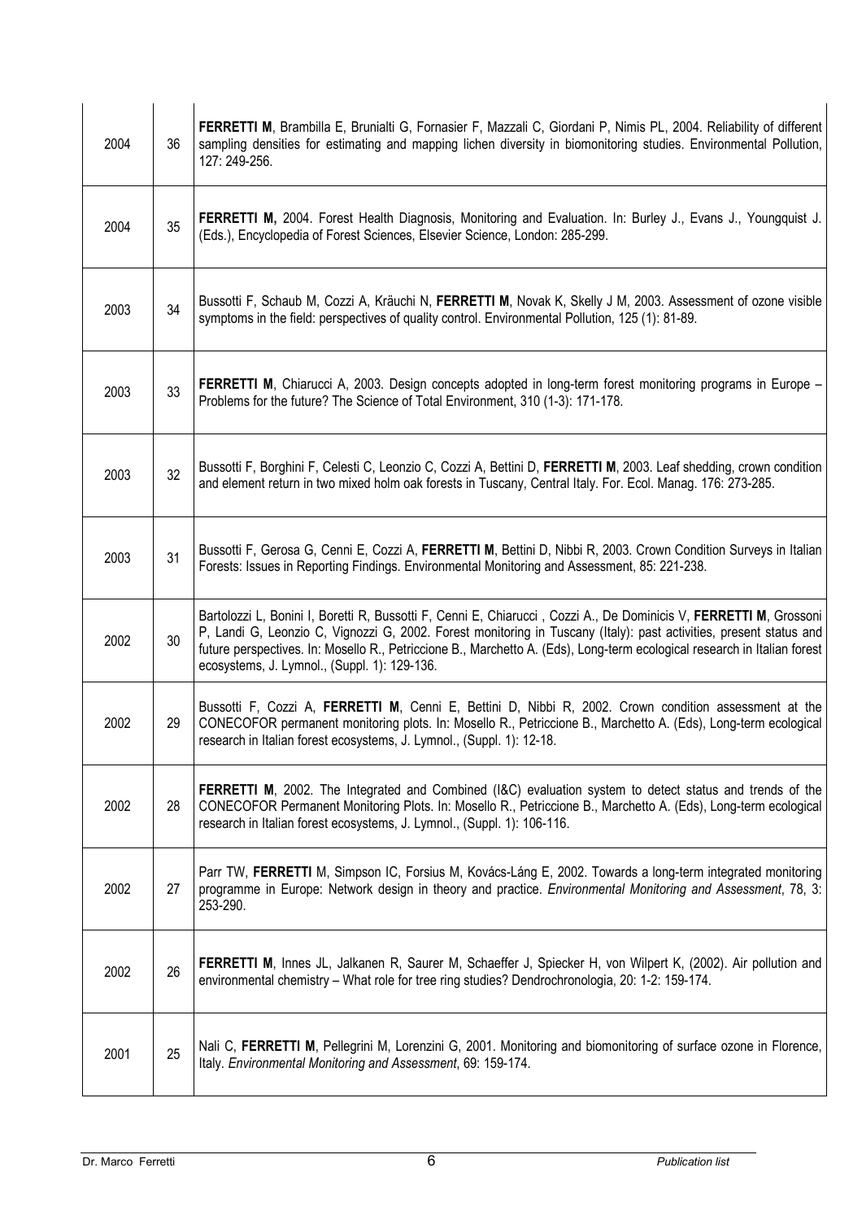| | | |
|---|---|---|
| 2004 | 36 | **FERRETTI M**, Brambilla E, Brunialti G, Fornasier F, Mazzali C, Giordani P, Nimis PL, 2004. Reliability of different sampling densities for estimating and mapping lichen diversity in biomonitoring studies. Environmental Pollution, 127: 249-256. |
| 2004 | 35 | **FERRETTI M,** 2004. Forest Health Diagnosis, Monitoring and Evaluation. In: Burley J., Evans J., Youngquist J. (Eds.), Encyclopedia of Forest Sciences, Elsevier Science, London: 285-299. |
| 2003 | 34 | Bussotti F, Schaub M, Cozzi A, Kräuchi N, **FERRETTI M**, Novak K, Skelly J M, 2003. Assessment of ozone visible symptoms in the field: perspectives of quality control. Environmental Pollution, 125 (1): 81-89. |
| 2003 | 33 | **FERRETTI M**, Chiarucci A, 2003. Design concepts adopted in long-term forest monitoring programs in Europe – Problems for the future? The Science of Total Environment, 310 (1-3): 171-178. |
| 2003 | 32 | Bussotti F, Borghini F, Celesti C, Leonzio C, Cozzi A, Bettini D, **FERRETTI M**, 2003. Leaf shedding, crown condition and element return in two mixed holm oak forests in Tuscany, Central Italy. For. Ecol. Manag. 176: 273-285. |
| 2003 | 31 | Bussotti F, Gerosa G, Cenni E, Cozzi A, **FERRETTI M**, Bettini D, Nibbi R, 2003. Crown Condition Surveys in Italian Forests: Issues in Reporting Findings. Environmental Monitoring and Assessment, 85: 221-238. |
| 2002 | 30 | Bartolozzi L, Bonini I, Boretti R, Bussotti F, Cenni E, Chiarucci , Cozzi A., De Dominicis V, **FERRETTI M**, Grossoni P, Landi G, Leonzio C, Vignozzi G, 2002. Forest monitoring in Tuscany (Italy): past activities, present status and future perspectives. In: Mosello R., Petriccione B., Marchetto A. (Eds), Long-term ecological research in Italian forest ecosystems, J. Lymnol., (Suppl. 1): 129-136. |
| 2002 | 29 | Bussotti F, Cozzi A, **FERRETTI M**, Cenni E, Bettini D, Nibbi R, 2002. Crown condition assessment at the CONECOFOR permanent monitoring plots. In: Mosello R., Petriccione B., Marchetto A. (Eds), Long-term ecological research in Italian forest ecosystems, J. Lymnol., (Suppl. 1): 12-18. |
| 2002 | 28 | **FERRETTI M**, 2002. The Integrated and Combined (I&C) evaluation system to detect status and trends of the CONECOFOR Permanent Monitoring Plots. In: Mosello R., Petriccione B., Marchetto A. (Eds), Long-term ecological research in Italian forest ecosystems, J. Lymnol., (Suppl. 1): 106-116. |
| 2002 | 27 | Parr TW, **FERRETTI** M, Simpson IC, Forsius M, Kovács-Láng E, 2002. Towards a long-term integrated monitoring programme in Europe: Network design in theory and practice. *Environmental Monitoring and Assessment*, 78, 3: 253-290. |
| 2002 | 26 | **FERRETTI M**, Innes JL, Jalkanen R, Saurer M, Schaeffer J, Spiecker H, von Wilpert K, (2002). Air pollution and environmental chemistry – What role for tree ring studies? Dendrochronologia, 20: 1-2: 159-174. |
| 2001 | 25 | Nali C, **FERRETTI M**, Pellegrini M, Lorenzini G, 2001. Monitoring and biomonitoring of surface ozone in Florence, Italy. *Environmental Monitoring and Assessment*, 69: 159-174. |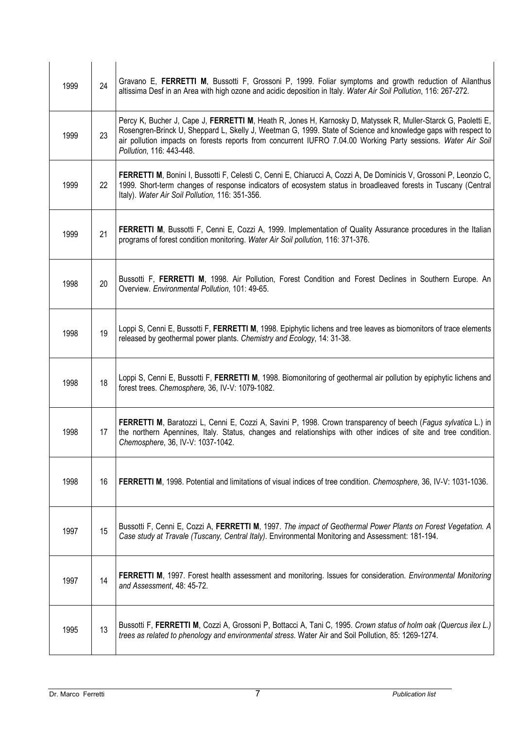| | | |
|---|---|---|
| 1999 | 24 | Gravano E, **FERRETTI M**, Bussotti F, Grossoni P, 1999. Foliar symptoms and growth reduction of Ailanthus altissima Desf in an Area with high ozone and acidic deposition in Italy. *Water Air Soil Pollution*, 116: 267-272. |
| 1999 | 23 | Percy K, Bucher J, Cape J, **FERRETTI M**, Heath R, Jones H, Karnosky D, Matyssek R, Muller-Starck G, Paoletti E, Rosengren-Brinck U, Sheppard L, Skelly J, Weetman G, 1999. State of Science and knowledge gaps with respect to air pollution impacts on forests reports from concurrent IUFRO 7.04.00 Working Party sessions. *Water Air Soil Pollution*, 116: 443-448. |
| 1999 | 22 | **FERRETTI M**, Bonini I, Bussotti F, Celesti C, Cenni E, Chiarucci A, Cozzi A, De Dominicis V, Grossoni P, Leonzio C, 1999. Short-term changes of response indicators of ecosystem status in broadleaved forests in Tuscany (Central Italy). *Water Air Soil Pollution,* 116: 351-356. |
| 1999 | 21 | **FERRETTI M**, Bussotti F, Cenni E, Cozzi A, 1999. Implementation of Quality Assurance procedures in the Italian programs of forest condition monitoring. *Water Air Soil pollution*, 116: 371-376. |
| 1998 | 20 | Bussotti F, **FERRETTI M**, 1998. Air Pollution, Forest Condition and Forest Declines in Southern Europe. An Overview. *Environmental Pollution*, 101: 49-65. |
| 1998 | 19 | Loppi S, Cenni E, Bussotti F, **FERRETTI M**, 1998. Epiphytic lichens and tree leaves as biomonitors of trace elements released by geothermal power plants. *Chemistry and Ecology*, 14: 31-38. |
| 1998 | 18 | Loppi S, Cenni E, Bussotti F, **FERRETTI M**, 1998. Biomonitoring of geothermal air pollution by epiphytic lichens and forest trees. *Chemosphere,* 36, IV-V: 1079-1082. |
| 1998 | 17 | **FERRETTI M**, Baratozzi L, Cenni E, Cozzi A, Savini P, 1998. Crown transparency of beech (*Fagus sylvatica* L.) in the northern Apennines, Italy. Status, changes and relationships with other indices of site and tree condition. *Chemosphere*, 36, IV-V: 1037-1042. |
| 1998 | 16 | **FERRETTI M**, 1998. Potential and limitations of visual indices of tree condition. *Chemosphere*, 36, IV-V: 1031-1036. |
| 1997 | 15 | Bussotti F, Cenni E, Cozzi A, **FERRETTI M**, 1997. *The impact of Geothermal Power Plants on Forest Vegetation. A Case study at Travale (Tuscany, Central Italy)*. Environmental Monitoring and Assessment: 181-194. |
| 1997 | 14 | **FERRETTI M**, 1997. Forest health assessment and monitoring. Issues for consideration. *Environmental Monitoring and Assessment*, 48: 45-72. |
| 1995 | 13 | Bussotti F, **FERRETTI M**, Cozzi A, Grossoni P, Bottacci A, Tani C, 1995. *Crown status of holm oak (Quercus ilex L.) trees as related to phenology and environmental stress*. Water Air and Soil Pollution, 85: 1269-1274. |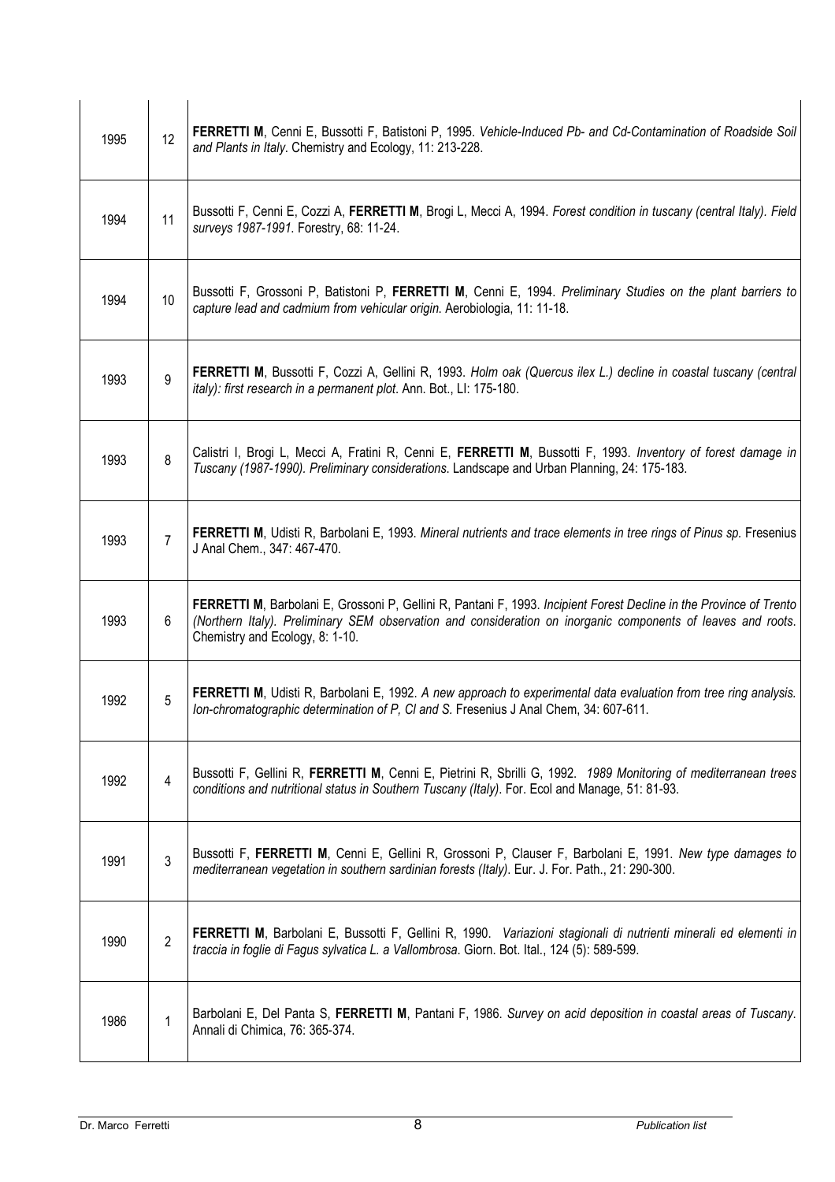| | | |
|---|---|---|
| 1995 | 12 | **FERRETTI M**, Cenni E, Bussotti F, Batistoni P, 1995. *Vehicle-Induced Pb- and Cd-Contamination of Roadside Soil and Plants in Italy*. Chemistry and Ecology, 11: 213-228. |
| 1994 | 11 | Bussotti F, Cenni E, Cozzi A, **FERRETTI M**, Brogi L, Mecci A, 1994. *Forest condition in tuscany (central Italy). Field surveys 1987-1991*. Forestry, 68: 11-24. |
| 1994 | 10 | Bussotti F, Grossoni P, Batistoni P, **FERRETTI M**, Cenni E, 1994. *Preliminary Studies on the plant barriers to capture lead and cadmium from vehicular origin*. Aerobiologia, 11: 11-18. |
| 1993 | 9 | **FERRETTI M**, Bussotti F, Cozzi A, Gellini R, 1993. *Holm oak (Quercus ilex L.) decline in coastal tuscany (central italy): first research in a permanent plot*. Ann. Bot., LI: 175-180. |
| 1993 | 8 | Calistri I, Brogi L, Mecci A, Fratini R, Cenni E, **FERRETTI M**, Bussotti F, 1993. *Inventory of forest damage in Tuscany (1987-1990). Preliminary considerations*. Landscape and Urban Planning, 24: 175-183. |
| 1993 | 7 | **FERRETTI M**, Udisti R, Barbolani E, 1993. *Mineral nutrients and trace elements in tree rings of Pinus sp.* Fresenius J Anal Chem., 347: 467-470. |
| 1993 | 6 | **FERRETTI M**, Barbolani E, Grossoni P, Gellini R, Pantani F, 1993. *Incipient Forest Decline in the Province of Trento (Northern Italy). Preliminary SEM observation and consideration on inorganic components of leaves and roots*. Chemistry and Ecology, 8: 1-10. |
| 1992 | 5 | **FERRETTI M**, Udisti R, Barbolani E, 1992. *A new approach to experimental data evaluation from tree ring analysis. Ion-chromatographic determination of P, Cl and S*. Fresenius J Anal Chem, 34: 607-611. |
| 1992 | 4 | Bussotti F, Gellini R, **FERRETTI M**, Cenni E, Pietrini R, Sbrilli G, 1992. *1989 Monitoring of mediterranean trees conditions and nutritional status in Southern Tuscany (Italy)*. For. Ecol and Manage, 51: 81-93. |
| 1991 | 3 | Bussotti F, **FERRETTI M**, Cenni E, Gellini R, Grossoni P, Clauser F, Barbolani E, 1991. *New type damages to mediterranean vegetation in southern sardinian forests (Italy)*. Eur. J. For. Path., 21: 290-300. |
| 1990 | 2 | **FERRETTI M**, Barbolani E, Bussotti F, Gellini R, 1990. *Variazioni stagionali di nutrienti minerali ed elementi in traccia in foglie di Fagus sylvatica L. a Vallombrosa*. Giorn. Bot. Ital., 124 (5): 589-599. |
| 1986 | 1 | Barbolani E, Del Panta S, **FERRETTI M**, Pantani F, 1986. *Survey on acid deposition in coastal areas of Tuscany*. Annali di Chimica, 76: 365-374. |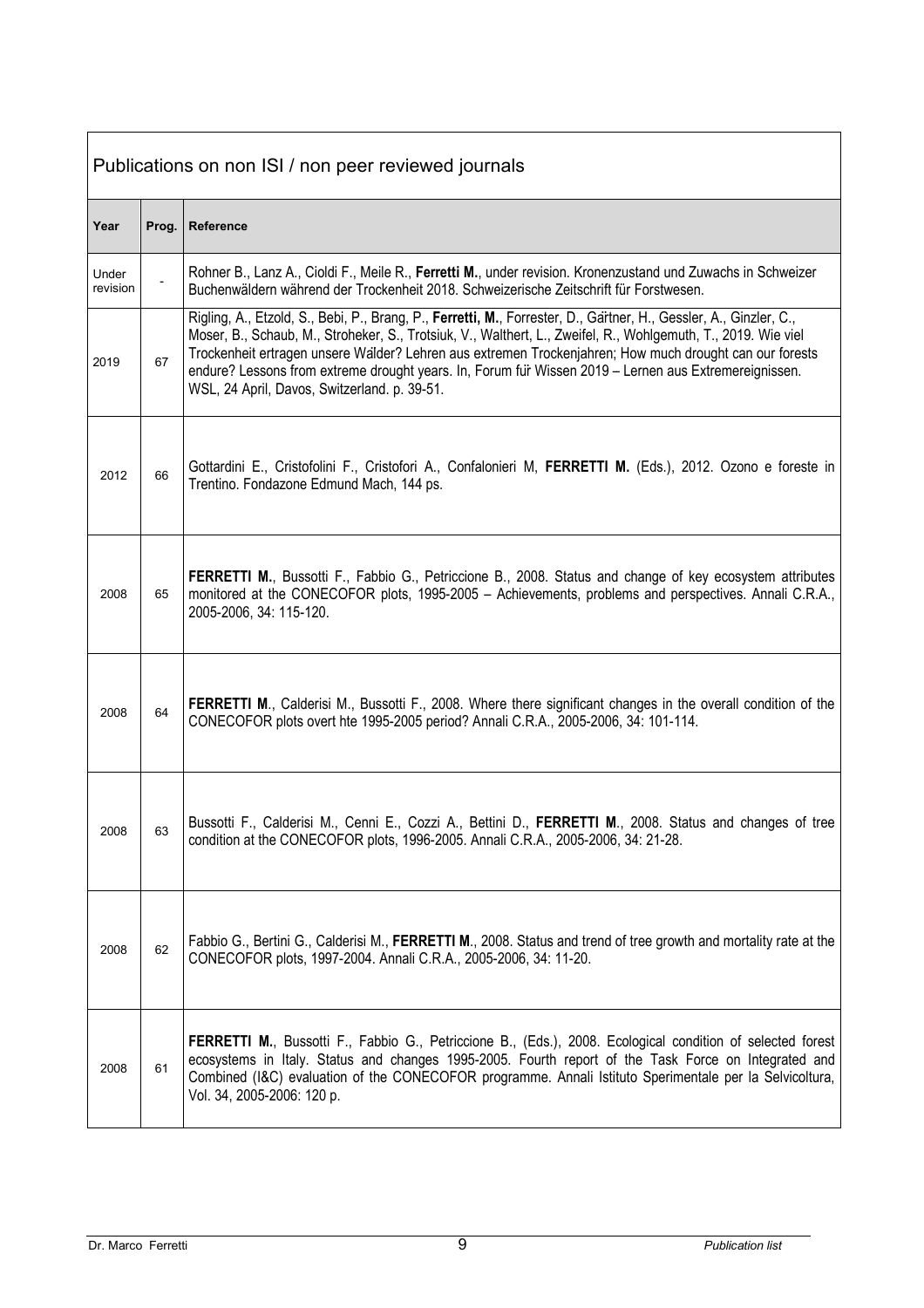## Publications on non ISI / non peer reviewed journals

| Year | Prog. | Reference |
|---|---|---|
| Under revision | - | Rohner B., Lanz A., Cioldi F., Meile R., **Ferretti M.**, under revision. Kronenzustand und Zuwachs in Schweizer Buchenwäldern während der Trockenheit 2018. Schweizerische Zeitschrift für Forstwesen. |
| 2019 | 67 | Rigling, A., Etzold, S., Bebi, P., Brang, P., **Ferretti, M.**, Forrester, D., Gärtner, H., Gessler, A., Ginzler, C., Moser, B., Schaub, M., Stroheker, S., Trotsiuk, V., Walthert, L., Zweifel, R., Wohlgemuth, T., 2019. Wie viel Trockenheit ertragen unsere Wälder? Lehren aus extremen Trockenjahren; How much drought can our forests endure? Lessons from extreme drought years. In, Forum für Wissen 2019 – Lernen aus Extremereignissen. WSL, 24 April, Davos, Switzerland. p. 39-51. |
| 2012 | 66 | Gottardini E., Cristofolini F., Cristofori A., Confalonieri M, **FERRETTI M.** (Eds.), 2012. Ozono e foreste in Trentino. Fondazone Edmund Mach, 144 ps. |
| 2008 | 65 | **FERRETTI M.**, Bussotti F., Fabbio G., Petriccione B., 2008. Status and change of key ecosystem attributes monitored at the CONECOFOR plots, 1995-2005 – Achievements, problems and perspectives. Annali C.R.A., 2005-2006, 34: 115-120. |
| 2008 | 64 | **FERRETTI M**., Calderisi M., Bussotti F., 2008. Where there significant changes in the overall condition of the CONECOFOR plots overt hte 1995-2005 period? Annali C.R.A., 2005-2006, 34: 101-114. |
| 2008 | 63 | Bussotti F., Calderisi M., Cenni E., Cozzi A., Bettini D., **FERRETTI M**., 2008. Status and changes of tree condition at the CONECOFOR plots, 1996-2005. Annali C.R.A., 2005-2006, 34: 21-28. |
| 2008 | 62 | Fabbio G., Bertini G., Calderisi M., **FERRETTI M**., 2008. Status and trend of tree growth and mortality rate at the CONECOFOR plots, 1997-2004. Annali C.R.A., 2005-2006, 34: 11-20. |
| 2008 | 61 | **FERRETTI M.**, Bussotti F., Fabbio G., Petriccione B., (Eds.), 2008. Ecological condition of selected forest ecosystems in Italy. Status and changes 1995-2005. Fourth report of the Task Force on Integrated and Combined (I&C) evaluation of the CONECOFOR programme. Annali Istituto Sperimentale per la Selvicoltura, Vol. 34, 2005-2006: 120 p. |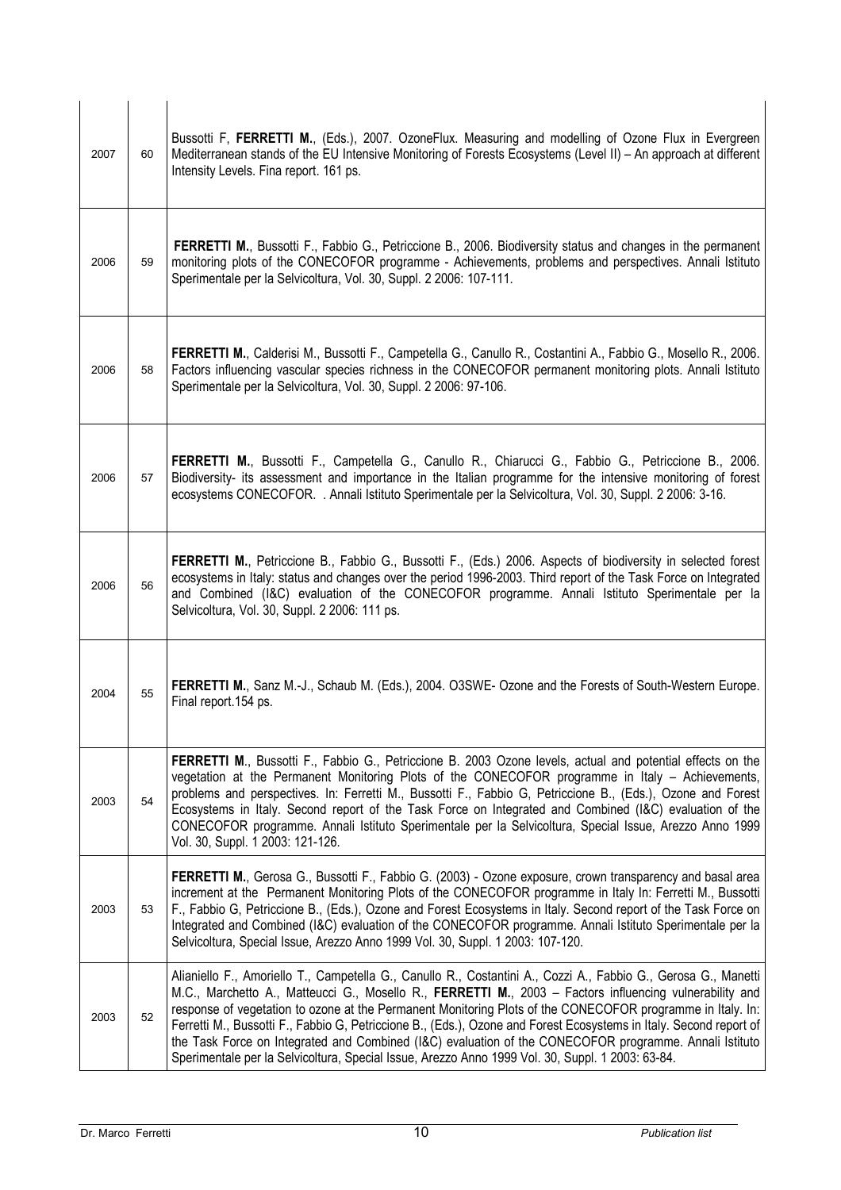| | | |
|---|---|---|
| 2007 | 60 | Bussotti F, **FERRETTI M.**, (Eds.), 2007. OzoneFlux. Measuring and modelling of Ozone Flux in Evergreen Mediterranean stands of the EU Intensive Monitoring of Forests Ecosystems (Level II) – An approach at different Intensity Levels. Fina report. 161 ps. |
| 2006 | 59 | **FERRETTI M.**, Bussotti F., Fabbio G., Petriccione B., 2006. Biodiversity status and changes in the permanent monitoring plots of the CONECOFOR programme - Achievements, problems and perspectives. Annali Istituto Sperimentale per la Selvicoltura, Vol. 30, Suppl. 2 2006: 107-111. |
| 2006 | 58 | **FERRETTI M.**, Calderisi M., Bussotti F., Campetella G., Canullo R., Costantini A., Fabbio G., Mosello R., 2006. Factors influencing vascular species richness in the CONECOFOR permanent monitoring plots. Annali Istituto Sperimentale per la Selvicoltura, Vol. 30, Suppl. 2 2006: 97-106. |
| 2006 | 57 | **FERRETTI M.**, Bussotti F., Campetella G., Canullo R., Chiarucci G., Fabbio G., Petriccione B., 2006. Biodiversity- its assessment and importance in the Italian programme for the intensive monitoring of forest ecosystems CONECOFOR. . Annali Istituto Sperimentale per la Selvicoltura, Vol. 30, Suppl. 2 2006: 3-16. |
| 2006 | 56 | **FERRETTI M.**, Petriccione B., Fabbio G., Bussotti F., (Eds.) 2006. Aspects of biodiversity in selected forest ecosystems in Italy: status and changes over the period 1996-2003. Third report of the Task Force on Integrated and Combined (I&C) evaluation of the CONECOFOR programme. Annali Istituto Sperimentale per la Selvicoltura, Vol. 30, Suppl. 2 2006: 111 ps. |
| 2004 | 55 | **FERRETTI M.**, Sanz M.-J., Schaub M. (Eds.), 2004. O3SWE- Ozone and the Forests of South-Western Europe. Final report.154 ps. |
| 2003 | 54 | **FERRETTI M**., Bussotti F., Fabbio G., Petriccione B. 2003 Ozone levels, actual and potential effects on the vegetation at the Permanent Monitoring Plots of the CONECOFOR programme in Italy – Achievements, problems and perspectives. In: Ferretti M., Bussotti F., Fabbio G, Petriccione B., (Eds.), Ozone and Forest Ecosystems in Italy. Second report of the Task Force on Integrated and Combined (I&C) evaluation of the CONECOFOR programme. Annali Istituto Sperimentale per la Selvicoltura, Special Issue, Arezzo Anno 1999 Vol. 30, Suppl. 1 2003: 121-126. |
| 2003 | 53 | **FERRETTI M.**, Gerosa G., Bussotti F., Fabbio G. (2003) - Ozone exposure, crown transparency and basal area increment at the Permanent Monitoring Plots of the CONECOFOR programme in Italy In: Ferretti M., Bussotti F., Fabbio G, Petriccione B., (Eds.), Ozone and Forest Ecosystems in Italy. Second report of the Task Force on Integrated and Combined (I&C) evaluation of the CONECOFOR programme. Annali Istituto Sperimentale per la Selvicoltura, Special Issue, Arezzo Anno 1999 Vol. 30, Suppl. 1 2003: 107-120. |
| 2003 | 52 | Alianiello F., Amoriello T., Campetella G., Canullo R., Costantini A., Cozzi A., Fabbio G., Gerosa G., Manetti M.C., Marchetto A., Matteucci G., Mosello R., **FERRETTI M.**, 2003 – Factors influencing vulnerability and response of vegetation to ozone at the Permanent Monitoring Plots of the CONECOFOR programme in Italy. In: Ferretti M., Bussotti F., Fabbio G, Petriccione B., (Eds.), Ozone and Forest Ecosystems in Italy. Second report of the Task Force on Integrated and Combined (I&C) evaluation of the CONECOFOR programme. Annali Istituto Sperimentale per la Selvicoltura, Special Issue, Arezzo Anno 1999 Vol. 30, Suppl. 1 2003: 63-84. |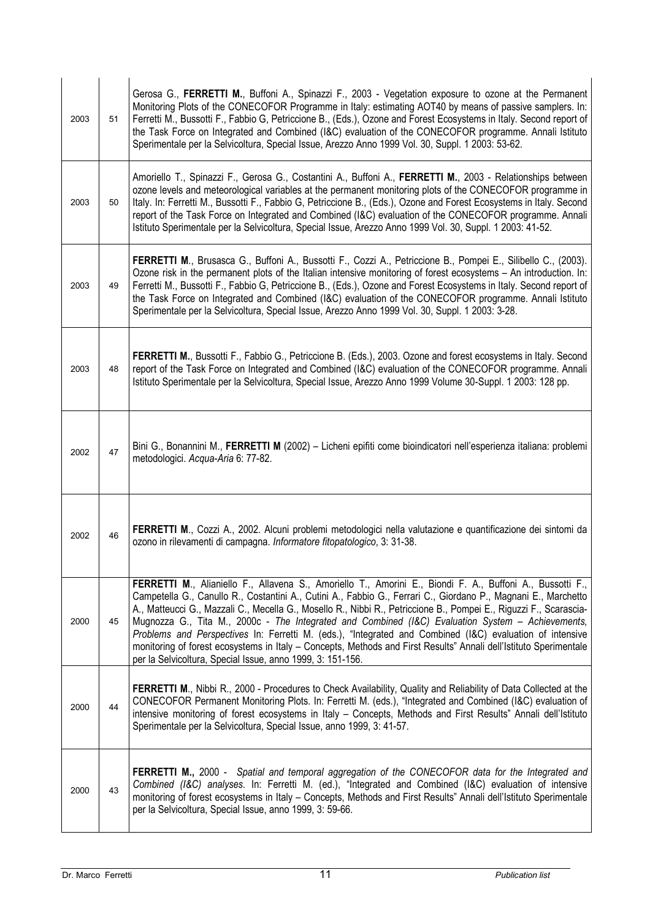| | | |
|---|---|---|
| 2003 | 51 | Gerosa G., **FERRETTI M.**, Buffoni A., Spinazzi F., 2003 - Vegetation exposure to ozone at the Permanent Monitoring Plots of the CONECOFOR Programme in Italy: estimating AOT40 by means of passive samplers. In: Ferretti M., Bussotti F., Fabbio G, Petriccione B., (Eds.), Ozone and Forest Ecosystems in Italy. Second report of the Task Force on Integrated and Combined (I&C) evaluation of the CONECOFOR programme. Annali Istituto Sperimentale per la Selvicoltura, Special Issue, Arezzo Anno 1999 Vol. 30, Suppl. 1 2003: 53-62. |
| 2003 | 50 | Amoriello T., Spinazzi F., Gerosa G., Costantini A., Buffoni A., **FERRETTI M.**, 2003 - Relationships between ozone levels and meteorological variables at the permanent monitoring plots of the CONECOFOR programme in Italy. In: Ferretti M., Bussotti F., Fabbio G, Petriccione B., (Eds.), Ozone and Forest Ecosystems in Italy. Second report of the Task Force on Integrated and Combined (I&C) evaluation of the CONECOFOR programme. Annali Istituto Sperimentale per la Selvicoltura, Special Issue, Arezzo Anno 1999 Vol. 30, Suppl. 1 2003: 41-52. |
| 2003 | 49 | **FERRETTI M**., Brusasca G., Buffoni A., Bussotti F., Cozzi A., Petriccione B., Pompei E., Silibello C., (2003). Ozone risk in the permanent plots of the Italian intensive monitoring of forest ecosystems – An introduction. In: Ferretti M., Bussotti F., Fabbio G, Petriccione B., (Eds.), Ozone and Forest Ecosystems in Italy. Second report of the Task Force on Integrated and Combined (I&C) evaluation of the CONECOFOR programme. Annali Istituto Sperimentale per la Selvicoltura, Special Issue, Arezzo Anno 1999 Vol. 30, Suppl. 1 2003: 3-28. |
| 2003 | 48 | **FERRETTI M.**, Bussotti F., Fabbio G., Petriccione B. (Eds.), 2003. Ozone and forest ecosystems in Italy. Second report of the Task Force on Integrated and Combined (I&C) evaluation of the CONECOFOR programme. Annali Istituto Sperimentale per la Selvicoltura, Special Issue, Arezzo Anno 1999 Volume 30-Suppl. 1 2003: 128 pp. |
| 2002 | 47 | Bini G., Bonannini M., **FERRETTI M** (2002) – Licheni epifiti come bioindicatori nell'esperienza italiana: problemi metodologici. *Acqua-Aria* 6: 77-82. |
| 2002 | 46 | **FERRETTI M**., Cozzi A., 2002. Alcuni problemi metodologici nella valutazione e quantificazione dei sintomi da ozono in rilevamenti di campagna. *Informatore fitopatologico*, 3: 31-38. |
| 2000 | 45 | **FERRETTI M**., Alianiello F., Allavena S., Amoriello T., Amorini E., Biondi F. A., Buffoni A., Bussotti F., Campetella G., Canullo R., Costantini A., Cutini A., Fabbio G., Ferrari C., Giordano P., Magnani E., Marchetto A., Matteucci G., Mazzali C., Mecella G., Mosello R., Nibbi R., Petriccione B., Pompei E., Riguzzi F., Scarascia-Mugnozza G., Tita M., 2000c - *The Integrated and Combined (I&C) Evaluation System – Achievements, Problems and Perspectives* In: Ferretti M. (eds.), "Integrated and Combined (I&C) evaluation of intensive monitoring of forest ecosystems in Italy – Concepts, Methods and First Results" Annali dell'Istituto Sperimentale per la Selvicoltura, Special Issue, anno 1999, 3: 151-156. |
| 2000 | 44 | **FERRETTI M**., Nibbi R., 2000 - Procedures to Check Availability, Quality and Reliability of Data Collected at the CONECOFOR Permanent Monitoring Plots. In: Ferretti M. (eds.), "Integrated and Combined (I&C) evaluation of intensive monitoring of forest ecosystems in Italy – Concepts, Methods and First Results" Annali dell'Istituto Sperimentale per la Selvicoltura, Special Issue, anno 1999, 3: 41-57. |
| 2000 | 43 | **FERRETTI M.,** 2000 - *Spatial and temporal aggregation of the CONECOFOR data for the Integrated and Combined (I&C) analyses*. In: Ferretti M. (ed.), "Integrated and Combined (I&C) evaluation of intensive monitoring of forest ecosystems in Italy – Concepts, Methods and First Results" Annali dell'Istituto Sperimentale per la Selvicoltura, Special Issue, anno 1999, 3: 59-66. |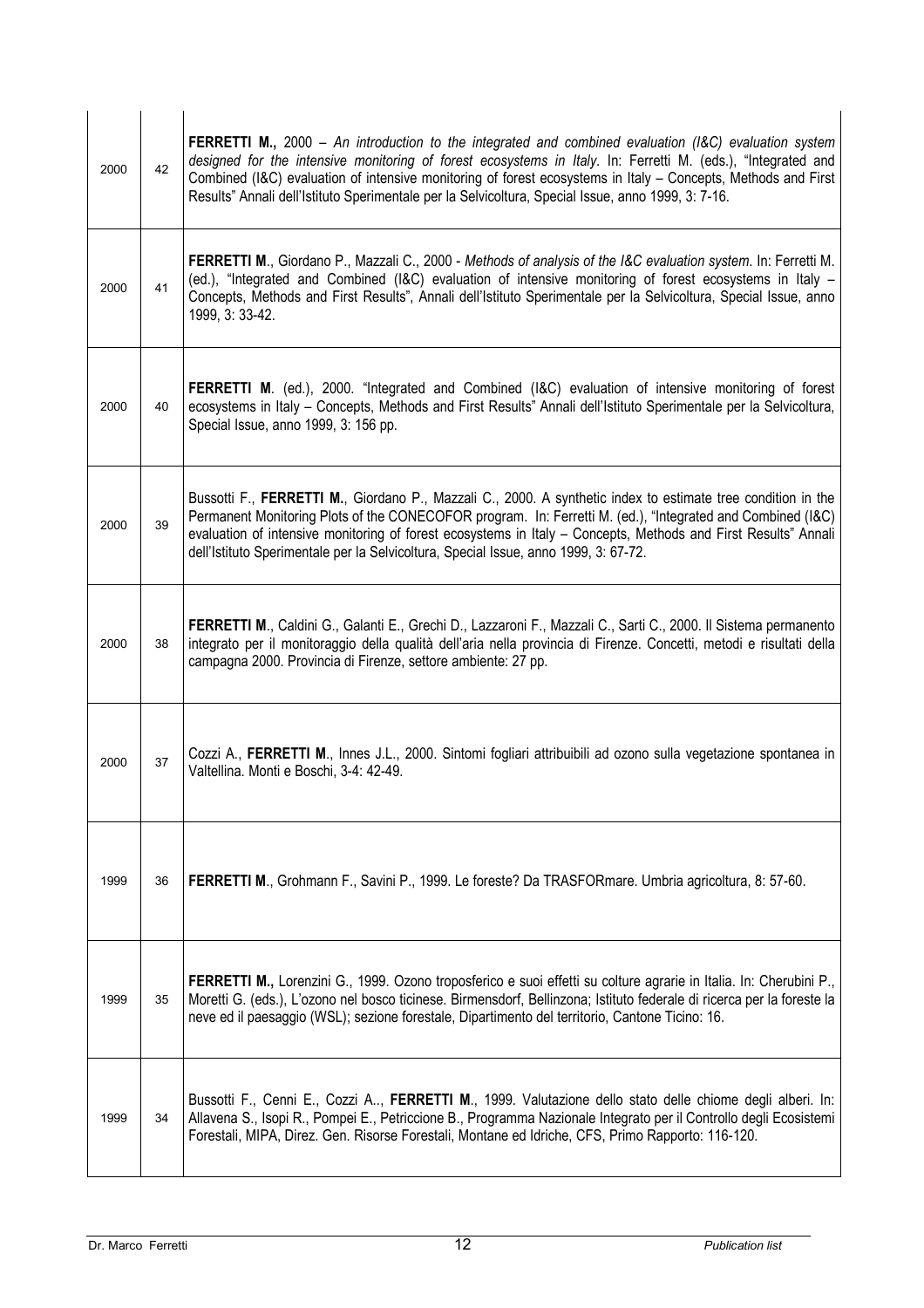| | | |
|---|---|---|
| 2000 | 42 | **FERRETTI M.,** 2000 – *An introduction to the integrated and combined evaluation (I&C) evaluation system designed for the intensive monitoring of forest ecosystems in Italy*. In: Ferretti M. (eds.), "Integrated and Combined (I&C) evaluation of intensive monitoring of forest ecosystems in Italy – Concepts, Methods and First Results" Annali dell'Istituto Sperimentale per la Selvicoltura, Special Issue, anno 1999, 3: 7-16. |
| 2000 | 41 | **FERRETTI M**., Giordano P., Mazzali C., 2000 - *Methods of analysis of the I&C evaluation system*. In: Ferretti M. (ed.), "Integrated and Combined (I&C) evaluation of intensive monitoring of forest ecosystems in Italy – Concepts, Methods and First Results", Annali dell'Istituto Sperimentale per la Selvicoltura, Special Issue, anno 1999, 3: 33-42. |
| 2000 | 40 | **FERRETTI M**. (ed.), 2000. "Integrated and Combined (I&C) evaluation of intensive monitoring of forest ecosystems in Italy – Concepts, Methods and First Results" Annali dell'Istituto Sperimentale per la Selvicoltura, Special Issue, anno 1999, 3: 156 pp. |
| 2000 | 39 | Bussotti F., **FERRETTI M.**, Giordano P., Mazzali C., 2000. A synthetic index to estimate tree condition in the Permanent Monitoring Plots of the CONECOFOR program. In: Ferretti M. (ed.), "Integrated and Combined (I&C) evaluation of intensive monitoring of forest ecosystems in Italy – Concepts, Methods and First Results" Annali dell'Istituto Sperimentale per la Selvicoltura, Special Issue, anno 1999, 3: 67-72. |
| 2000 | 38 | **FERRETTI M**., Caldini G., Galanti E., Grechi D., Lazzaroni F., Mazzali C., Sarti C., 2000. Il Sistema permanento integrato per il monitoraggio della qualità dell'aria nella provincia di Firenze. Concetti, metodi e risultati della campagna 2000. Provincia di Firenze, settore ambiente: 27 pp. |
| 2000 | 37 | Cozzi A., **FERRETTI M**., Innes J.L., 2000. Sintomi fogliari attribuibili ad ozono sulla vegetazione spontanea in Valtellina. Monti e Boschi, 3-4: 42-49. |
| 1999 | 36 | **FERRETTI M**., Grohmann F., Savini P., 1999. Le foreste? Da TRASFORmare. Umbria agricoltura, 8: 57-60. |
| 1999 | 35 | **FERRETTI M.,** Lorenzini G., 1999. Ozono troposferico e suoi effetti su colture agrarie in Italia. In: Cherubini P., Moretti G. (eds.), L'ozono nel bosco ticinese. Birmensdorf, Bellinzona; Istituto federale di ricerca per la foreste la neve ed il paesaggio (WSL); sezione forestale, Dipartimento del territorio, Cantone Ticino: 16. |
| 1999 | 34 | Bussotti F., Cenni E., Cozzi A.., **FERRETTI M**., 1999. Valutazione dello stato delle chiome degli alberi. In: Allavena S., Isopi R., Pompei E., Petriccione B., Programma Nazionale Integrato per il Controllo degli Ecosistemi Forestali, MIPA, Direz. Gen. Risorse Forestali, Montane ed Idriche, CFS, Primo Rapporto: 116-120. |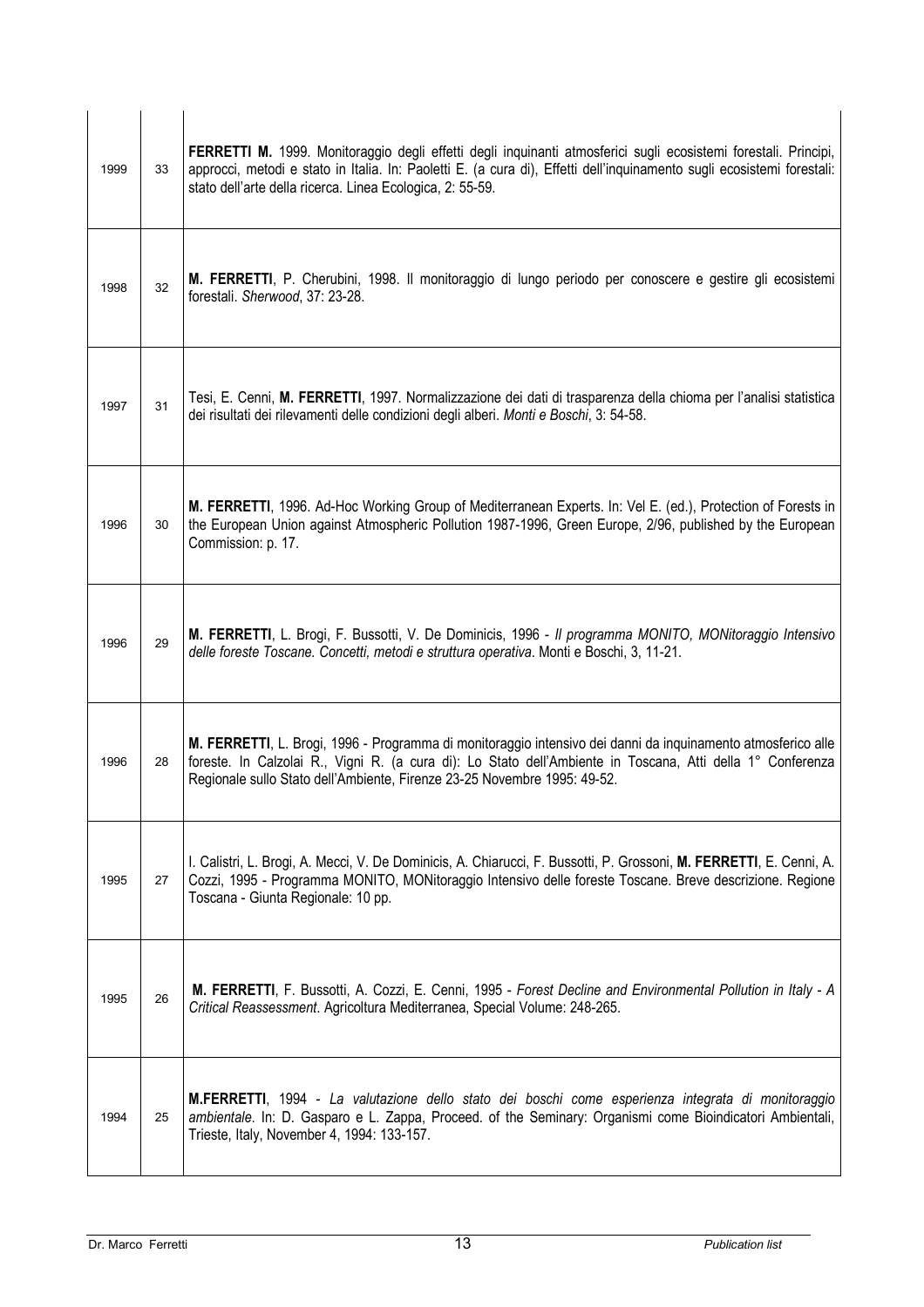| | | |
|---|---|---|
| 1999 | 33 | **FERRETTI M.** 1999. Monitoraggio degli effetti degli inquinanti atmosferici sugli ecosistemi forestali. Principi, approcci, metodi e stato in Italia. In: Paoletti E. (a cura di), Effetti dell'inquinamento sugli ecosistemi forestali: stato dell'arte della ricerca. Linea Ecologica, 2: 55-59. |
| 1998 | 32 | **M. FERRETTI**, P. Cherubini, 1998. Il monitoraggio di lungo periodo per conoscere e gestire gli ecosistemi forestali. *Sherwood*, 37: 23-28. |
| 1997 | 31 | Tesi, E. Cenni, **M. FERRETTI**, 1997. Normalizzazione dei dati di trasparenza della chioma per l'analisi statistica dei risultati dei rilevamenti delle condizioni degli alberi. *Monti e Boschi*, 3: 54-58. |
| 1996 | 30 | **M. FERRETTI**, 1996. Ad-Hoc Working Group of Mediterranean Experts. In: Vel E. (ed.), Protection of Forests in the European Union against Atmospheric Pollution 1987-1996, Green Europe, 2/96, published by the European Commission: p. 17. |
| 1996 | 29 | **M. FERRETTI**, L. Brogi, F. Bussotti, V. De Dominicis, 1996 - *Il programma MONITO, MONitoraggio Intensivo delle foreste Toscane. Concetti, metodi e struttura operativa*. Monti e Boschi, 3, 11-21. |
| 1996 | 28 | **M. FERRETTI**, L. Brogi, 1996 - Programma di monitoraggio intensivo dei danni da inquinamento atmosferico alle foreste. In Calzolai R., Vigni R. (a cura di): Lo Stato dell'Ambiente in Toscana, Atti della 1° Conferenza Regionale sullo Stato dell'Ambiente, Firenze 23-25 Novembre 1995: 49-52. |
| 1995 | 27 | I. Calistri, L. Brogi, A. Mecci, V. De Dominicis, A. Chiarucci, F. Bussotti, P. Grossoni, **M. FERRETTI**, E. Cenni, A. Cozzi, 1995 - Programma MONITO, MONitoraggio Intensivo delle foreste Toscane. Breve descrizione. Regione Toscana - Giunta Regionale: 10 pp. |
| 1995 | 26 | **M. FERRETTI**, F. Bussotti, A. Cozzi, E. Cenni, 1995 - *Forest Decline and Environmental Pollution in Italy - A Critical Reassessment.* Agricoltura Mediterranea, Special Volume: 248-265. |
| 1994 | 25 | **M.FERRETTI**, 1994 - *La valutazione dello stato dei boschi come esperienza integrata di monitoraggio ambientale*. In: D. Gasparo e L. Zappa, Proceed. of the Seminary: Organismi come Bioindicatori Ambientali, Trieste, Italy, November 4, 1994: 133-157. |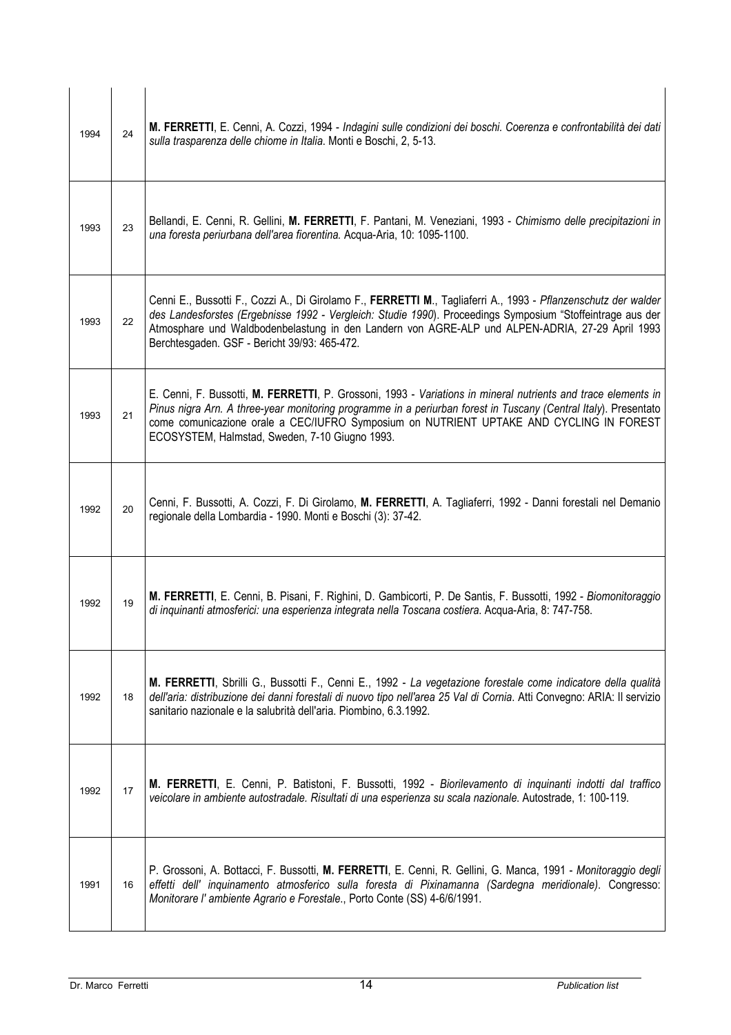| | | |
|---|---|---|
| 1994 | 24 | **M. FERRETTI**, E. Cenni, A. Cozzi, 1994 - *Indagini sulle condizioni dei boschi. Coerenza e confrontabilità dei dati sulla trasparenza delle chiome in Italia*. Monti e Boschi, 2, 5-13. |
| 1993 | 23 | Bellandi, E. Cenni, R. Gellini, **M. FERRETTI**, F. Pantani, M. Veneziani, 1993 - *Chimismo delle precipitazioni in una foresta periurbana dell'area fiorentina.* Acqua-Aria, 10: 1095-1100. |
| 1993 | 22 | Cenni E., Bussotti F., Cozzi A., Di Girolamo F., **FERRETTI M**., Tagliaferri A., 1993 - *Pflanzenschutz der walder des Landesforstes (Ergebnisse 1992 - Vergleich: Studie 1990)*. Proceedings Symposium "Stoffeintrage aus der Atmosphare und Waldbodenbelastung in den Landern von AGRE-ALP und ALPEN-ADRIA, 27-29 April 1993 Berchtesgaden. GSF - Bericht 39/93: 465-472. |
| 1993 | 21 | E. Cenni, F. Bussotti, **M. FERRETTI**, P. Grossoni, 1993 - *Variations in mineral nutrients and trace elements in Pinus nigra Arn. A three-year monitoring programme in a periurban forest in Tuscany (Central Italy)*. Presentato come comunicazione orale a CEC/IUFRO Symposium on NUTRIENT UPTAKE AND CYCLING IN FOREST ECOSYSTEM, Halmstad, Sweden, 7-10 Giugno 1993. |
| 1992 | 20 | Cenni, F. Bussotti, A. Cozzi, F. Di Girolamo, **M. FERRETTI**, A. Tagliaferri, 1992 - Danni forestali nel Demanio regionale della Lombardia - 1990. Monti e Boschi (3): 37-42. |
| 1992 | 19 | **M. FERRETTI**, E. Cenni, B. Pisani, F. Righini, D. Gambicorti, P. De Santis, F. Bussotti, 1992 - *Biomonitoraggio di inquinanti atmosferici: una esperienza integrata nella Toscana costiera*. Acqua-Aria, 8: 747-758. |
| 1992 | 18 | **M. FERRETTI**, Sbrilli G., Bussotti F., Cenni E., 1992 - *La vegetazione forestale come indicatore della qualità dell'aria: distribuzione dei danni forestali di nuovo tipo nell'area 25 Val di Cornia*. Atti Convegno: ARIA: Il servizio sanitario nazionale e la salubrità dell'aria. Piombino, 6.3.1992. |
| 1992 | 17 | **M. FERRETTI**, E. Cenni, P. Batistoni, F. Bussotti, 1992 - *Biorilevamento di inquinanti indotti dal traffico veicolare in ambiente autostradale. Risultati di una esperienza su scala nazionale*. Autostrade, 1: 100-119. |
| 1991 | 16 | P. Grossoni, A. Bottacci, F. Bussotti, **M. FERRETTI**, E. Cenni, R. Gellini, G. Manca, 1991 - *Monitoraggio degli effetti dell' inquinamento atmosferico sulla foresta di Pixinamanna (Sardegna meridionale)*. Congresso: *Monitorare l' ambiente Agrario e Forestale*., Porto Conte (SS) 4-6/6/1991. |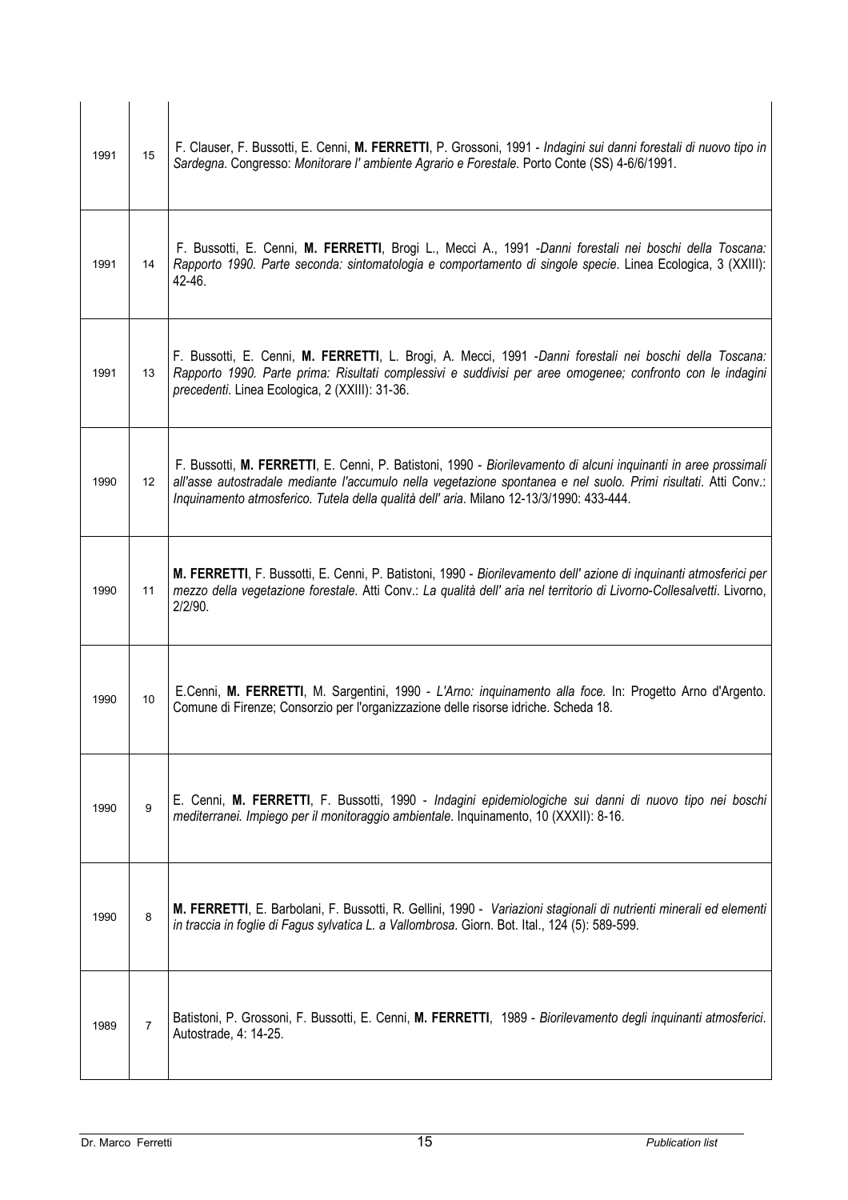| | | |
|---|---|---|
| 1991 | 15 | F. Clauser, F. Bussotti, E. Cenni, **M. FERRETTI**, P. Grossoni, 1991 - *Indagini sui danni forestali di nuovo tipo in Sardegna*. Congresso: *Monitorare l' ambiente Agrario e Forestale*. Porto Conte (SS) 4-6/6/1991. |
| 1991 | 14 | F. Bussotti, E. Cenni, **M. FERRETTI**, Brogi L., Mecci A., 1991 -*Danni forestali nei boschi della Toscana: Rapporto 1990. Parte seconda: sintomatologia e comportamento di singole specie*. Linea Ecologica, 3 (XXIII): 42-46. |
| 1991 | 13 | F. Bussotti, E. Cenni, **M. FERRETTI**, L. Brogi, A. Mecci, 1991 -*Danni forestali nei boschi della Toscana: Rapporto 1990. Parte prima: Risultati complessivi e suddivisi per aree omogenee; confronto con le indagini precedenti*. Linea Ecologica, 2 (XXIII): 31-36. |
| 1990 | 12 | F. Bussotti, **M. FERRETTI**, E. Cenni, P. Batistoni, 1990 - *Biorilevamento di alcuni inquinanti in aree prossimali all'asse autostradale mediante l'accumulo nella vegetazione spontanea e nel suolo. Primi risultati*. Atti Conv.: *Inquinamento atmosferico. Tutela della qualità dell' aria*. Milano 12-13/3/1990: 433-444. |
| 1990 | 11 | **M. FERRETTI**, F. Bussotti, E. Cenni, P. Batistoni, 1990 - *Biorilevamento dell' azione di inquinanti atmosferici per mezzo della vegetazione forestale*. Atti Conv.: *La qualità dell' aria nel territorio di Livorno-Collesalvetti*. Livorno, 2/2/90. |
| 1990 | 10 | E.Cenni, **M. FERRETTI**, M. Sargentini, 1990 - *L'Arno: inquinamento alla foce.* In: Progetto Arno d'Argento. Comune di Firenze; Consorzio per l'organizzazione delle risorse idriche. Scheda 18. |
| 1990 | 9 | E. Cenni, **M. FERRETTI**, F. Bussotti, 1990 - *Indagini epidemiologiche sui danni di nuovo tipo nei boschi mediterranei. Impiego per il monitoraggio ambientale*. Inquinamento, 10 (XXXII): 8-16. |
| 1990 | 8 | **M. FERRETTI**, E. Barbolani, F. Bussotti, R. Gellini, 1990 - *Variazioni stagionali di nutrienti minerali ed elementi in traccia in foglie di Fagus sylvatica L. a Vallombrosa*. Giorn. Bot. Ital., 124 (5): 589-599. |
| 1989 | 7 | Batistoni, P. Grossoni, F. Bussotti, E. Cenni, **M. FERRETTI**, 1989 - *Biorilevamento degli inquinanti atmosferici*. Autostrade, 4: 14-25. |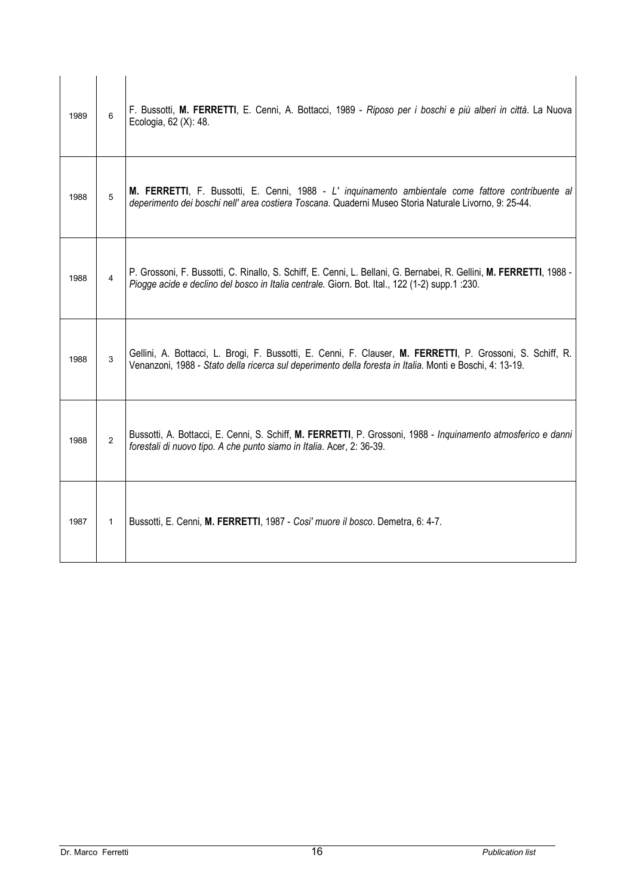| | | |
|---|---|---|
| 1989 | 6 | F. Bussotti, **M. FERRETTI**, E. Cenni, A. Bottacci, 1989 - *Riposo per i boschi e più alberi in città*. La Nuova Ecologia, 62 (X): 48. |
| 1988 | 5 | **M. FERRETTI**, F. Bussotti, E. Cenni, 1988 - *L' inquinamento ambientale come fattore contribuente al deperimento dei boschi nell' area costiera Toscana.* Quaderni Museo Storia Naturale Livorno, 9: 25-44. |
| 1988 | 4 | P. Grossoni, F. Bussotti, C. Rinallo, S. Schiff, E. Cenni, L. Bellani, G. Bernabei, R. Gellini, **M. FERRETTI**, 1988 - *Piogge acide e declino del bosco in Italia centrale.* Giorn. Bot. Ital., 122 (1-2) supp.1 :230. |
| 1988 | 3 | Gellini, A. Bottacci, L. Brogi, F. Bussotti, E. Cenni, F. Clauser, **M. FERRETTI**, P. Grossoni, S. Schiff, R. Venanzoni, 1988 - *Stato della ricerca sul deperimento della foresta in Italia*. Monti e Boschi, 4: 13-19. |
| 1988 | 2 | Bussotti, A. Bottacci, E. Cenni, S. Schiff, **M. FERRETTI**, P. Grossoni, 1988 - *Inquinamento atmosferico e danni forestali di nuovo tipo. A che punto siamo in Italia*. Acer, 2: 36-39. |
| 1987 | 1 | Bussotti, E. Cenni, **M. FERRETTI**, 1987 - *Cosi' muore il bosco*. Demetra, 6: 4-7. |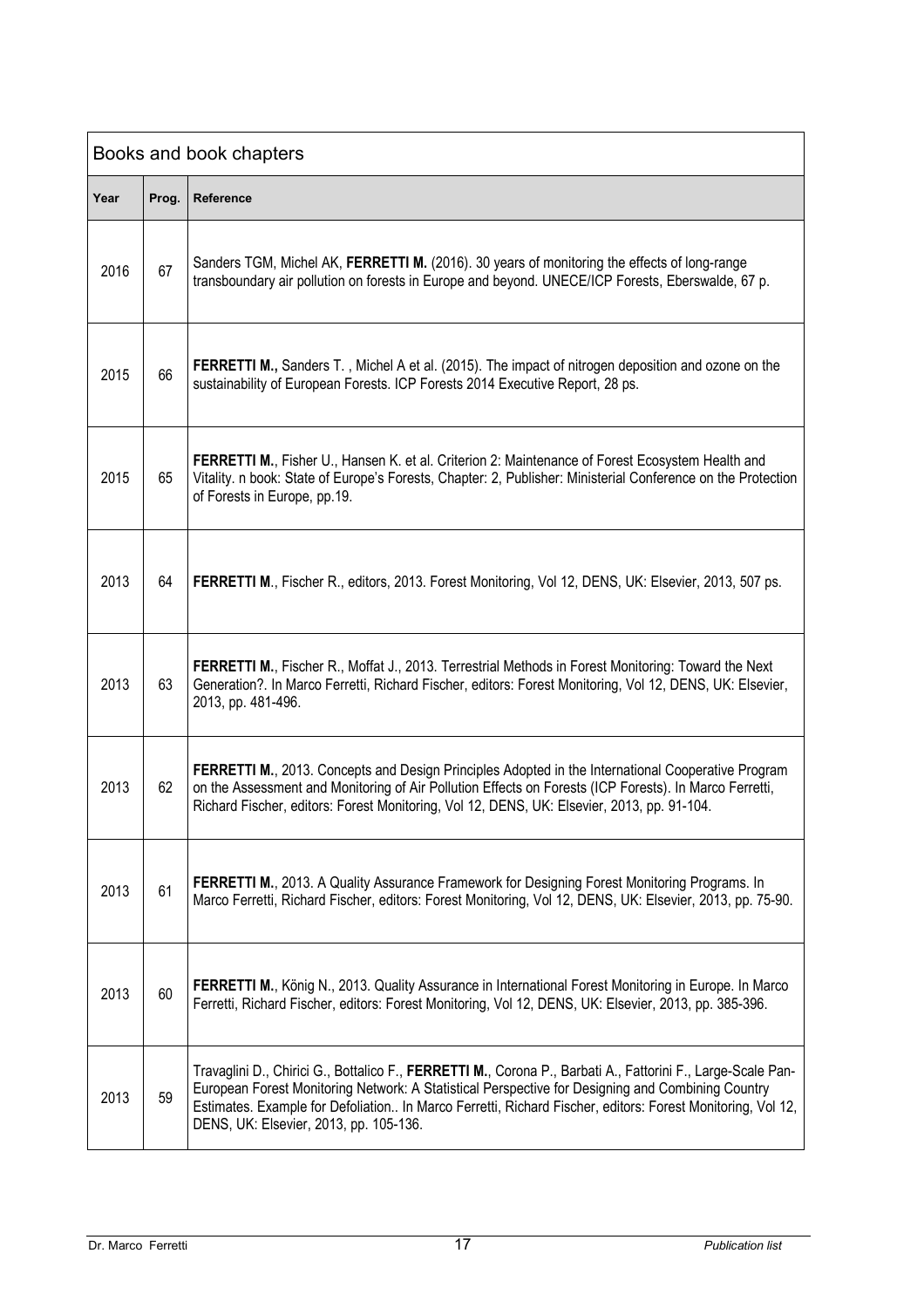| Books and book chapters | | |
|---|---|---|
| **Year** | **Prog.** | **Reference** |
| 2016 | 67 | Sanders TGM, Michel AK, **FERRETTI M.** (2016). 30 years of monitoring the effects of long-range transboundary air pollution on forests in Europe and beyond. UNECE/ICP Forests, Eberswalde, 67 p. |
| 2015 | 66 | **FERRETTI M.,** Sanders T. , Michel A et al. (2015). The impact of nitrogen deposition and ozone on the sustainability of European Forests. ICP Forests 2014 Executive Report, 28 ps. |
| 2015 | 65 | **FERRETTI M.**, Fisher U., Hansen K. et al. Criterion 2: Maintenance of Forest Ecosystem Health and Vitality. n book: State of Europe's Forests, Chapter: 2, Publisher: Ministerial Conference on the Protection of Forests in Europe, pp.19. |
| 2013 | 64 | **FERRETTI M**., Fischer R., editors, 2013. Forest Monitoring, Vol 12, DENS, UK: Elsevier, 2013, 507 ps. |
| 2013 | 63 | **FERRETTI M.**, Fischer R., Moffat J., 2013. Terrestrial Methods in Forest Monitoring: Toward the Next Generation?. In Marco Ferretti, Richard Fischer, editors: Forest Monitoring, Vol 12, DENS, UK: Elsevier, 2013, pp. 481-496. |
| 2013 | 62 | **FERRETTI M.**, 2013. Concepts and Design Principles Adopted in the International Cooperative Program on the Assessment and Monitoring of Air Pollution Effects on Forests (ICP Forests). In Marco Ferretti, Richard Fischer, editors: Forest Monitoring, Vol 12, DENS, UK: Elsevier, 2013, pp. 91-104. |
| 2013 | 61 | **FERRETTI M.**, 2013. A Quality Assurance Framework for Designing Forest Monitoring Programs. In Marco Ferretti, Richard Fischer, editors: Forest Monitoring, Vol 12, DENS, UK: Elsevier, 2013, pp. 75-90. |
| 2013 | 60 | **FERRETTI M.**, König N., 2013. Quality Assurance in International Forest Monitoring in Europe. In Marco Ferretti, Richard Fischer, editors: Forest Monitoring, Vol 12, DENS, UK: Elsevier, 2013, pp. 385-396. |
| 2013 | 59 | Travaglini D., Chirici G., Bottalico F., **FERRETTI M.**, Corona P., Barbati A., Fattorini F., Large-Scale Pan-European Forest Monitoring Network: A Statistical Perspective for Designing and Combining Country Estimates. Example for Defoliation.. In Marco Ferretti, Richard Fischer, editors: Forest Monitoring, Vol 12, DENS, UK: Elsevier, 2013, pp. 105-136. |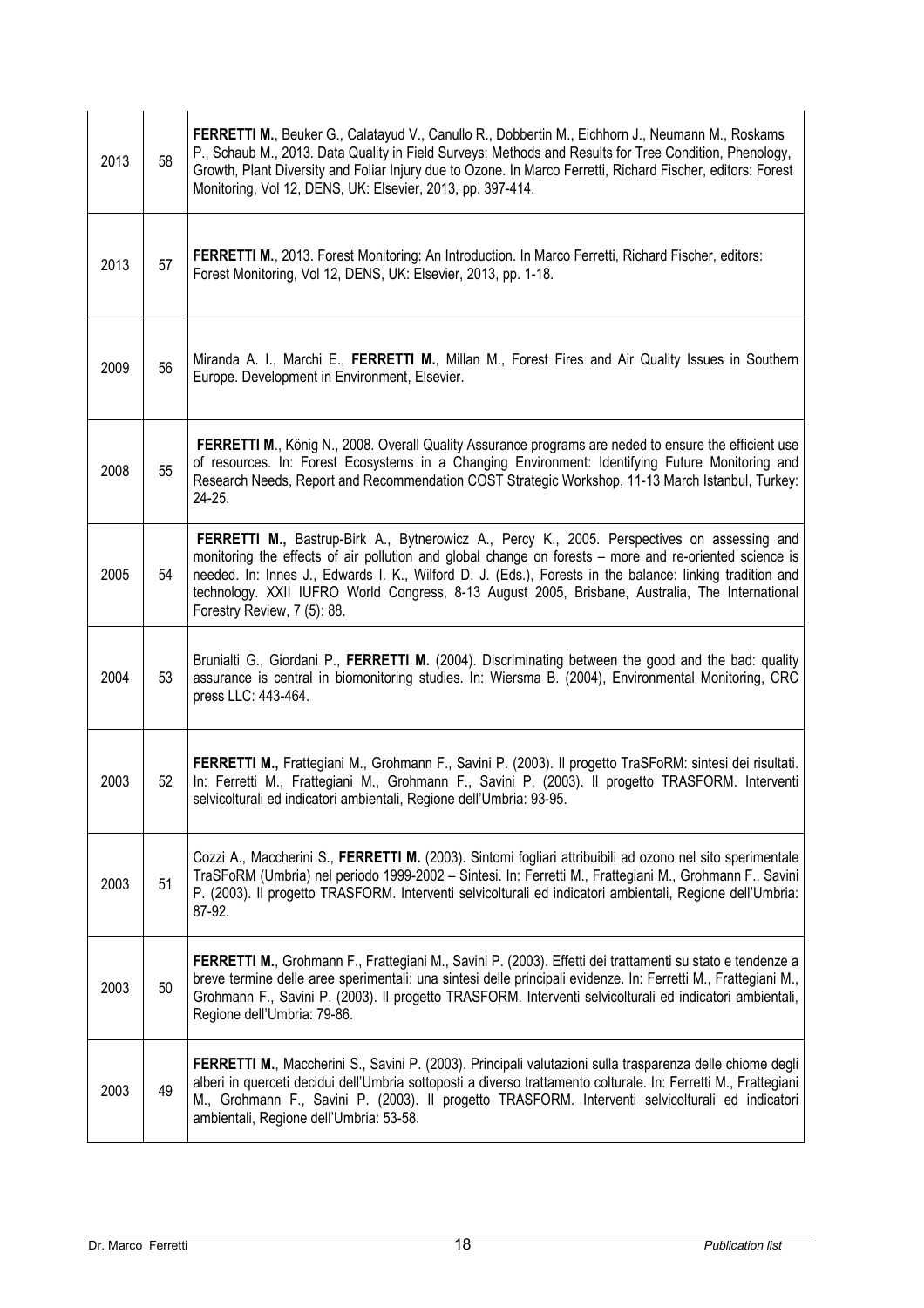| | | |
|---|---|---|
| 2013 | 58 | **FERRETTI M.**, Beuker G., Calatayud V., Canullo R., Dobbertin M., Eichhorn J., Neumann M., Roskams P., Schaub M., 2013. Data Quality in Field Surveys: Methods and Results for Tree Condition, Phenology, Growth, Plant Diversity and Foliar Injury due to Ozone. In Marco Ferretti, Richard Fischer, editors: Forest Monitoring, Vol 12, DENS, UK: Elsevier, 2013, pp. 397-414. |
| 2013 | 57 | **FERRETTI M.**, 2013. Forest Monitoring: An Introduction. In Marco Ferretti, Richard Fischer, editors: Forest Monitoring, Vol 12, DENS, UK: Elsevier, 2013, pp. 1-18. |
| 2009 | 56 | Miranda A. I., Marchi E., **FERRETTI M.**, Millan M., Forest Fires and Air Quality Issues in Southern Europe. Development in Environment, Elsevier. |
| 2008 | 55 | **FERRETTI M**., König N., 2008. Overall Quality Assurance programs are neded to ensure the efficient use of resources. In: Forest Ecosystems in a Changing Environment: Identifying Future Monitoring and Research Needs, Report and Recommendation COST Strategic Workshop, 11-13 March Istanbul, Turkey: 24-25. |
| 2005 | 54 | **FERRETTI M.,** Bastrup-Birk A., Bytnerowicz A., Percy K., 2005. Perspectives on assessing and monitoring the effects of air pollution and global change on forests – more and re-oriented science is needed. In: Innes J., Edwards I. K., Wilford D. J. (Eds.), Forests in the balance: linking tradition and technology. XXII IUFRO World Congress, 8-13 August 2005, Brisbane, Australia, The International Forestry Review, 7 (5): 88. |
| 2004 | 53 | Brunialti G., Giordani P., **FERRETTI M.** (2004). Discriminating between the good and the bad: quality assurance is central in biomonitoring studies. In: Wiersma B. (2004), Environmental Monitoring, CRC press LLC: 443-464. |
| 2003 | 52 | **FERRETTI M.,** Frattegiani M., Grohmann F., Savini P. (2003). Il progetto TraSFoRM: sintesi dei risultati. In: Ferretti M., Frattegiani M., Grohmann F., Savini P. (2003). Il progetto TRASFORM. Interventi selvicolturali ed indicatori ambientali, Regione dell'Umbria: 93-95. |
| 2003 | 51 | Cozzi A., Maccherini S., **FERRETTI M.** (2003). Sintomi fogliari attribuibili ad ozono nel sito sperimentale TraSFoRM (Umbria) nel periodo 1999-2002 – Sintesi. In: Ferretti M., Frattegiani M., Grohmann F., Savini P. (2003). Il progetto TRASFORM. Interventi selvicolturali ed indicatori ambientali, Regione dell'Umbria: 87-92. |
| 2003 | 50 | **FERRETTI M.**, Grohmann F., Frattegiani M., Savini P. (2003). Effetti dei trattamenti su stato e tendenze a breve termine delle aree sperimentali: una sintesi delle principali evidenze. In: Ferretti M., Frattegiani M., Grohmann F., Savini P. (2003). Il progetto TRASFORM. Interventi selvicolturali ed indicatori ambientali, Regione dell'Umbria: 79-86. |
| 2003 | 49 | **FERRETTI M.**, Maccherini S., Savini P. (2003). Principali valutazioni sulla trasparenza delle chiome degli alberi in querceti decidui dell'Umbria sottoposti a diverso trattamento colturale. In: Ferretti M., Frattegiani M., Grohmann F., Savini P. (2003). Il progetto TRASFORM. Interventi selvicolturali ed indicatori ambientali, Regione dell'Umbria: 53-58. |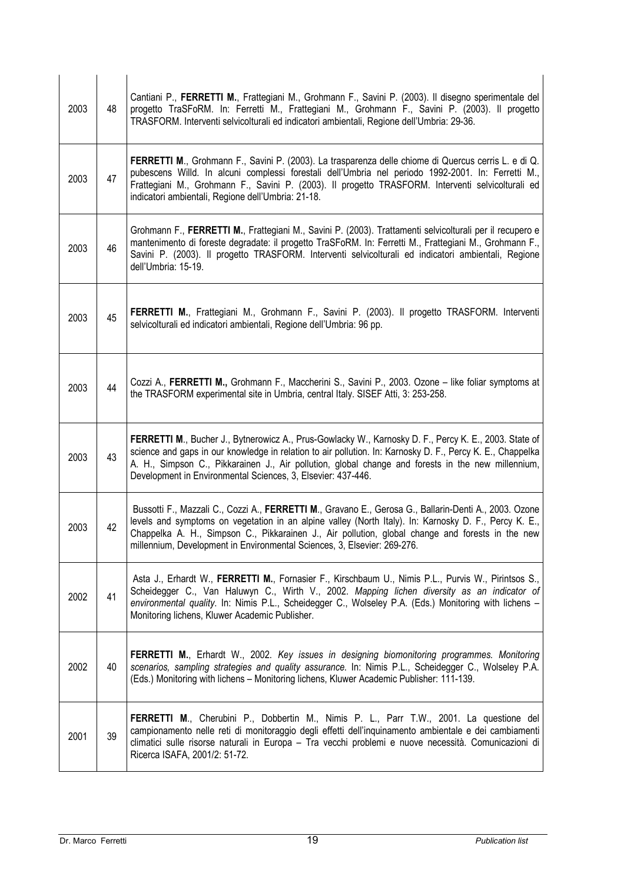| | | |
|---|---|---|
| 2003 | 48 | Cantiani P., **FERRETTI M.**, Frattegiani M., Grohmann F., Savini P. (2003). Il disegno sperimentale del progetto TraSFoRM. In: Ferretti M., Frattegiani M., Grohmann F., Savini P. (2003). Il progetto TRASFORM. Interventi selvicolturali ed indicatori ambientali, Regione dell'Umbria: 29-36. |
| 2003 | 47 | **FERRETTI M**., Grohmann F., Savini P. (2003). La trasparenza delle chiome di Quercus cerris L. e di Q. pubescens Willd. In alcuni complessi forestali dell'Umbria nel periodo 1992-2001. In: Ferretti M., Frattegiani M., Grohmann F., Savini P. (2003). Il progetto TRASFORM. Interventi selvicolturali ed indicatori ambientali, Regione dell'Umbria: 21-18. |
| 2003 | 46 | Grohmann F., **FERRETTI M.**, Frattegiani M., Savini P. (2003). Trattamenti selvicolturali per il recupero e mantenimento di foreste degradate: il progetto TraSFoRM. In: Ferretti M., Frattegiani M., Grohmann F., Savini P. (2003). Il progetto TRASFORM. Interventi selvicolturali ed indicatori ambientali, Regione dell'Umbria: 15-19. |
| 2003 | 45 | **FERRETTI M.**, Frattegiani M., Grohmann F., Savini P. (2003). Il progetto TRASFORM. Interventi selvicolturali ed indicatori ambientali, Regione dell'Umbria: 96 pp. |
| 2003 | 44 | Cozzi A., **FERRETTI M.,** Grohmann F., Maccherini S., Savini P., 2003. Ozone – like foliar symptoms at the TRASFORM experimental site in Umbria, central Italy. SISEF Atti, 3: 253-258. |
| 2003 | 43 | **FERRETTI M**., Bucher J., Bytnerowicz A., Prus-Gowlacky W., Karnosky D. F., Percy K. E., 2003. State of science and gaps in our knowledge in relation to air pollution. In: Karnosky D. F., Percy K. E., Chappelka A. H., Simpson C., Pikkarainen J., Air pollution, global change and forests in the new millennium, Development in Environmental Sciences, 3, Elsevier: 437-446. |
| 2003 | 42 | Bussotti F., Mazzali C., Cozzi A., **FERRETTI M**., Gravano E., Gerosa G., Ballarin-Denti A., 2003. Ozone levels and symptoms on vegetation in an alpine valley (North Italy). In: Karnosky D. F., Percy K. E., Chappelka A. H., Simpson C., Pikkarainen J., Air pollution, global change and forests in the new millennium, Development in Environmental Sciences, 3, Elsevier: 269-276. |
| 2002 | 41 | Asta J., Erhardt W., **FERRETTI M.**, Fornasier F., Kirschbaum U., Nimis P.L., Purvis W., Pirintsos S., Scheidegger C., Van Haluwyn C., Wirth V., 2002. *Mapping lichen diversity as an indicator of environmental quality*. In: Nimis P.L., Scheidegger C., Wolseley P.A. (Eds.) Monitoring with lichens – Monitoring lichens, Kluwer Academic Publisher. |
| 2002 | 40 | **FERRETTI M.**, Erhardt W., 2002. *Key issues in designing biomonitoring programmes. Monitoring scenarios, sampling strategies and quality assurance.* In: Nimis P.L., Scheidegger C., Wolseley P.A. (Eds.) Monitoring with lichens – Monitoring lichens, Kluwer Academic Publisher: 111-139. |
| 2001 | 39 | **FERRETTI M**., Cherubini P., Dobbertin M., Nimis P. L., Parr T.W., 2001. La questione del campionamento nelle reti di monitoraggio degli effetti dell'inquinamento ambientale e dei cambiamenti climatici sulle risorse naturali in Europa – Tra vecchi problemi e nuove necessità. Comunicazioni di Ricerca ISAFA, 2001/2: 51-72. |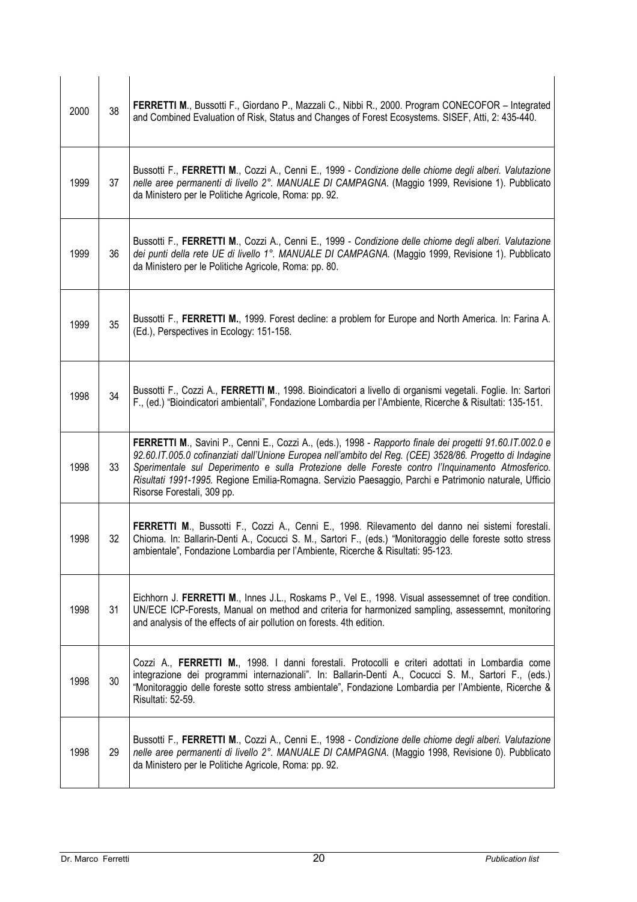| | | |
|---|---|---|
| 2000 | 38 | **FERRETTI M**., Bussotti F., Giordano P., Mazzali C., Nibbi R., 2000. Program CONECOFOR – Integrated and Combined Evaluation of Risk, Status and Changes of Forest Ecosystems. SISEF, Atti, 2: 435-440. |
| 1999 | 37 | Bussotti F., **FERRETTI M**., Cozzi A., Cenni E., 1999 - *Condizione delle chiome degli alberi. Valutazione nelle aree permanenti di livello 2°. MANUALE DI CAMPAGNA.* (Maggio 1999, Revisione 1). Pubblicato da Ministero per le Politiche Agricole, Roma: pp. 92. |
| 1999 | 36 | Bussotti F., **FERRETTI M**., Cozzi A., Cenni E., 1999 - *Condizione delle chiome degli alberi. Valutazione dei punti della rete UE di livello 1°. MANUALE DI CAMPAGNA.* (Maggio 1999, Revisione 1). Pubblicato da Ministero per le Politiche Agricole, Roma: pp. 80. |
| 1999 | 35 | Bussotti F., **FERRETTI M.**, 1999. Forest decline: a problem for Europe and North America. In: Farina A. (Ed.), Perspectives in Ecology: 151-158. |
| 1998 | 34 | Bussotti F., Cozzi A., **FERRETTI M**., 1998. Bioindicatori a livello di organismi vegetali. Foglie. In: Sartori F., (ed.) "Bioindicatori ambientali", Fondazione Lombardia per l'Ambiente, Ricerche & Risultati: 135-151. |
| 1998 | 33 | **FERRETTI M**., Savini P., Cenni E., Cozzi A., (eds.), 1998 - *Rapporto finale dei progetti 91.60.IT.002.0 e 92.60.IT.005.0 cofinanziati dall'Unione Europea nell'ambito del Reg. (CEE) 3528/86. Progetto di Indagine Sperimentale sul Deperimento e sulla Protezione delle Foreste contro l'Inquinamento Atmosferico. Risultati 1991-1995.* Regione Emilia-Romagna. Servizio Paesaggio, Parchi e Patrimonio naturale, Ufficio Risorse Forestali, 309 pp. |
| 1998 | 32 | **FERRETTI M**., Bussotti F., Cozzi A., Cenni E., 1998. Rilevamento del danno nei sistemi forestali. Chioma. In: Ballarin-Denti A., Cocucci S. M., Sartori F., (eds.) "Monitoraggio delle foreste sotto stress ambientale", Fondazione Lombardia per l'Ambiente, Ricerche & Risultati: 95-123. |
| 1998 | 31 | Eichhorn J. **FERRETTI M**., Innes J.L., Roskams P., Vel E., 1998. Visual assessemnet of tree condition. UN/ECE ICP-Forests, Manual on method and criteria for harmonized sampling, assessemnt, monitoring and analysis of the effects of air pollution on forests. 4th edition. |
| 1998 | 30 | Cozzi A., **FERRETTI M.**, 1998. I danni forestali. Protocolli e criteri adottati in Lombardia come integrazione dei programmi internazionali". In: Ballarin-Denti A., Cocucci S. M., Sartori F., (eds.) "Monitoraggio delle foreste sotto stress ambientale", Fondazione Lombardia per l'Ambiente, Ricerche & Risultati: 52-59. |
| 1998 | 29 | Bussotti F., **FERRETTI M**., Cozzi A., Cenni E., 1998 - *Condizione delle chiome degli alberi. Valutazione nelle aree permanenti di livello 2°. MANUALE DI CAMPAGNA.* (Maggio 1998, Revisione 0). Pubblicato da Ministero per le Politiche Agricole, Roma: pp. 92. |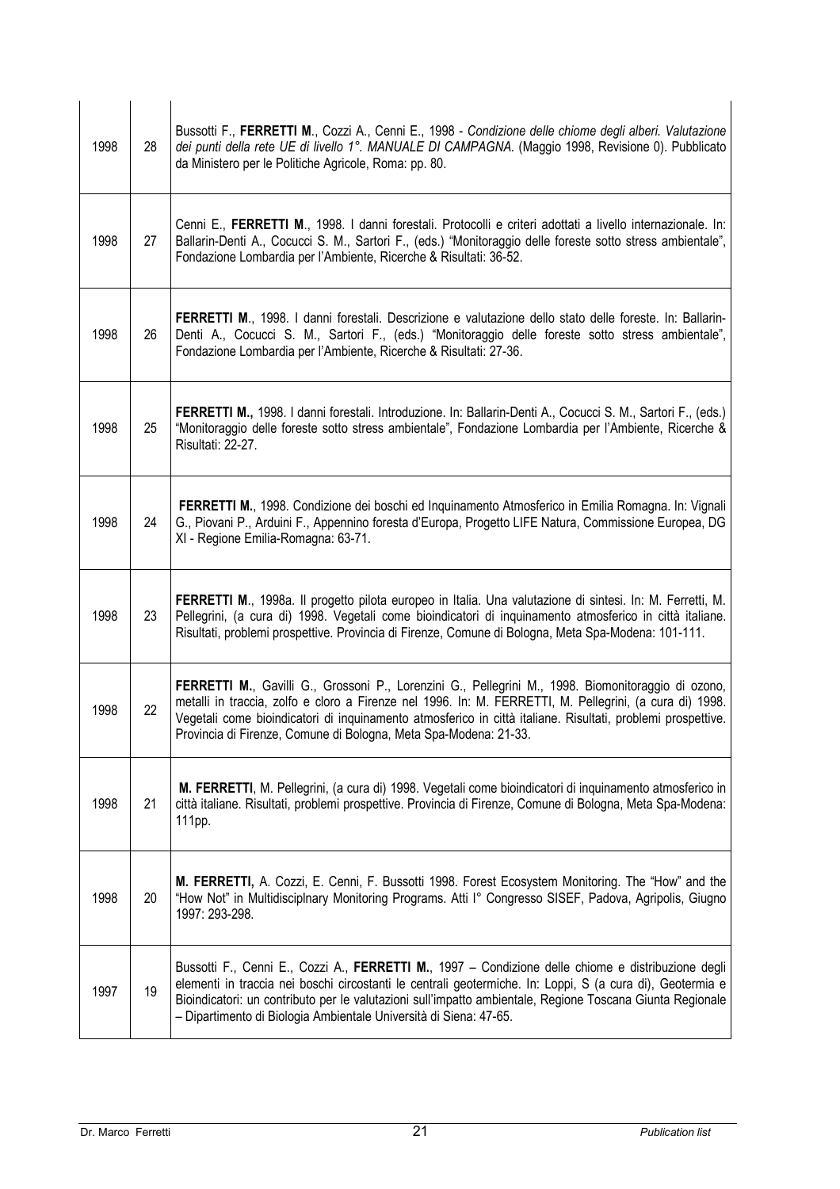| | | |
|---|---|---|
| 1998 | 28 | Bussotti F., **FERRETTI M**., Cozzi A., Cenni E., 1998 - *Condizione delle chiome degli alberi. Valutazione dei punti della rete UE di livello 1°. MANUALE DI CAMPAGNA.* (Maggio 1998, Revisione 0). Pubblicato da Ministero per le Politiche Agricole, Roma: pp. 80. |
| 1998 | 27 | Cenni E., **FERRETTI M**., 1998. I danni forestali. Protocolli e criteri adottati a livello internazionale. In: Ballarin-Denti A., Cocucci S. M., Sartori F., (eds.) "Monitoraggio delle foreste sotto stress ambientale", Fondazione Lombardia per l'Ambiente, Ricerche & Risultati: 36-52. |
| 1998 | 26 | **FERRETTI M**., 1998. I danni forestali. Descrizione e valutazione dello stato delle foreste. In: Ballarin-Denti A., Cocucci S. M., Sartori F., (eds.) "Monitoraggio delle foreste sotto stress ambientale", Fondazione Lombardia per l'Ambiente, Ricerche & Risultati: 27-36. |
| 1998 | 25 | **FERRETTI M.,** 1998. I danni forestali. Introduzione. In: Ballarin-Denti A., Cocucci S. M., Sartori F., (eds.) "Monitoraggio delle foreste sotto stress ambientale", Fondazione Lombardia per l'Ambiente, Ricerche & Risultati: 22-27. |
| 1998 | 24 | **FERRETTI M.**, 1998. Condizione dei boschi ed Inquinamento Atmosferico in Emilia Romagna. In: Vignali G., Piovani P., Arduini F., Appennino foresta d'Europa, Progetto LIFE Natura, Commissione Europea, DG XI - Regione Emilia-Romagna: 63-71. |
| 1998 | 23 | **FERRETTI M**., 1998a. Il progetto pilota europeo in Italia. Una valutazione di sintesi. In: M. Ferretti, M. Pellegrini, (a cura di) 1998. Vegetali come bioindicatori di inquinamento atmosferico in città italiane. Risultati, problemi prospettive. Provincia di Firenze, Comune di Bologna, Meta Spa-Modena: 101-111. |
| 1998 | 22 | **FERRETTI M.**, Gavilli G., Grossoni P., Lorenzini G., Pellegrini M., 1998. Biomonitoraggio di ozono, metalli in traccia, zolfo e cloro a Firenze nel 1996. In: M. FERRETTI, M. Pellegrini, (a cura di) 1998. Vegetali come bioindicatori di inquinamento atmosferico in città italiane. Risultati, problemi prospettive. Provincia di Firenze, Comune di Bologna, Meta Spa-Modena: 21-33. |
| 1998 | 21 | **M. FERRETTI**, M. Pellegrini, (a cura di) 1998. Vegetali come bioindicatori di inquinamento atmosferico in città italiane. Risultati, problemi prospettive. Provincia di Firenze, Comune di Bologna, Meta Spa-Modena: 111pp. |
| 1998 | 20 | **M. FERRETTI,** A. Cozzi, E. Cenni, F. Bussotti 1998. Forest Ecosystem Monitoring. The "How" and the "How Not" in Multidisciplnary Monitoring Programs. Atti I° Congresso SISEF, Padova, Agripolis, Giugno 1997: 293-298. |
| 1997 | 19 | Bussotti F., Cenni E., Cozzi A., **FERRETTI M.**, 1997 – Condizione delle chiome e distribuzione degli elementi in traccia nei boschi circostanti le centrali geotermiche. In: Loppi, S (a cura di), Geotermia e Bioindicatori: un contributo per le valutazioni sull'impatto ambientale, Regione Toscana Giunta Regionale – Dipartimento di Biologia Ambientale Università di Siena: 47-65. |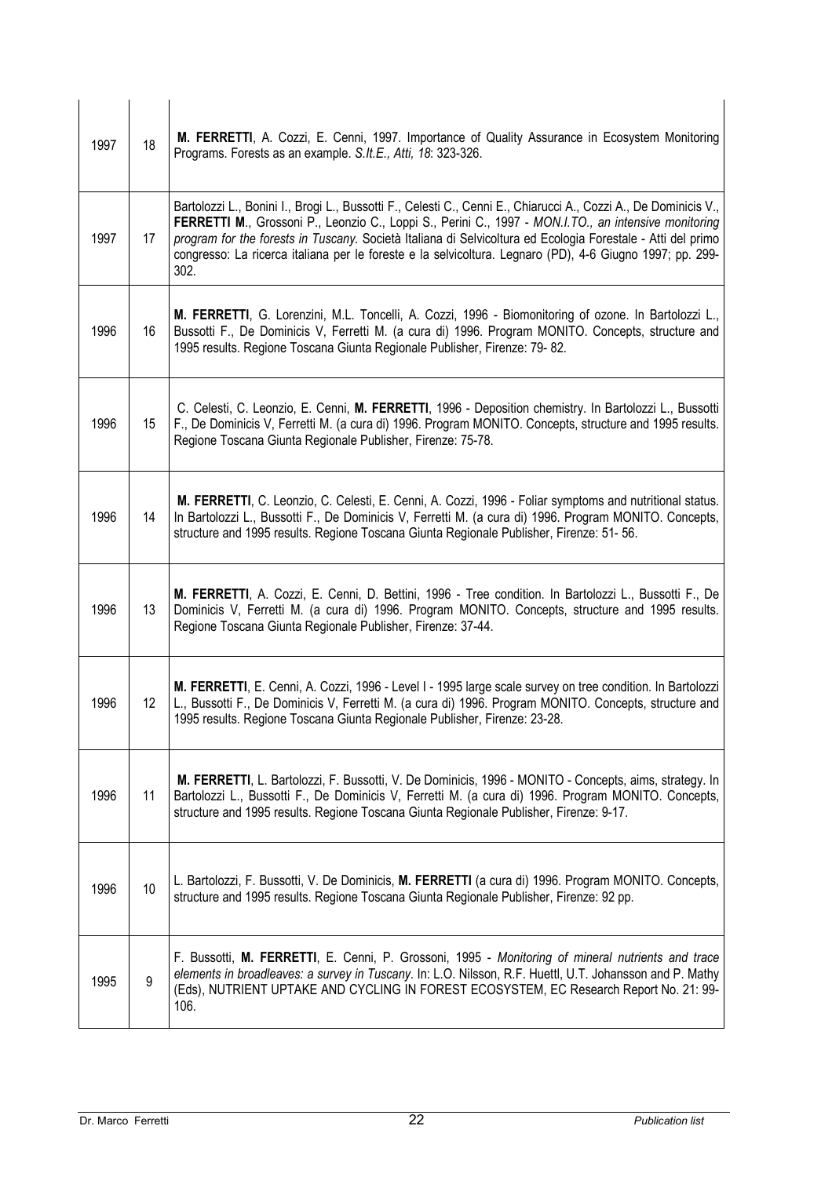| | | |
|---|---|---|
| 1997 | 18 | **M. FERRETTI**, A. Cozzi, E. Cenni, 1997. Importance of Quality Assurance in Ecosystem Monitoring Programs. Forests as an example. *S.It.E., Atti, 18*: 323-326. |
| 1997 | 17 | Bartolozzi L., Bonini I., Brogi L., Bussotti F., Celesti C., Cenni E., Chiarucci A., Cozzi A., De Dominicis V., **FERRETTI M**., Grossoni P., Leonzio C., Loppi S., Perini C., 1997 - *MON.I.TO., an intensive monitoring program for the forests in Tuscany.* Società Italiana di Selvicoltura ed Ecologia Forestale - Atti del primo congresso: La ricerca italiana per le foreste e la selvicoltura. Legnaro (PD), 4-6 Giugno 1997; pp. 299-302. |
| 1996 | 16 | **M. FERRETTI**, G. Lorenzini, M.L. Toncelli, A. Cozzi, 1996 - Biomonitoring of ozone. In Bartolozzi L., Bussotti F., De Dominicis V, Ferretti M. (a cura di) 1996. Program MONITO. Concepts, structure and 1995 results. Regione Toscana Giunta Regionale Publisher, Firenze: 79- 82. |
| 1996 | 15 | C. Celesti, C. Leonzio, E. Cenni, **M. FERRETTI**, 1996 - Deposition chemistry. In Bartolozzi L., Bussotti F., De Dominicis V, Ferretti M. (a cura di) 1996. Program MONITO. Concepts, structure and 1995 results. Regione Toscana Giunta Regionale Publisher, Firenze: 75-78. |
| 1996 | 14 | **M. FERRETTI**, C. Leonzio, C. Celesti, E. Cenni, A. Cozzi, 1996 - Foliar symptoms and nutritional status. In Bartolozzi L., Bussotti F., De Dominicis V, Ferretti M. (a cura di) 1996. Program MONITO. Concepts, structure and 1995 results. Regione Toscana Giunta Regionale Publisher, Firenze: 51- 56. |
| 1996 | 13 | **M. FERRETTI**, A. Cozzi, E. Cenni, D. Bettini, 1996 - Tree condition. In Bartolozzi L., Bussotti F., De Dominicis V, Ferretti M. (a cura di) 1996. Program MONITO. Concepts, structure and 1995 results. Regione Toscana Giunta Regionale Publisher, Firenze: 37-44. |
| 1996 | 12 | **M. FERRETTI**, E. Cenni, A. Cozzi, 1996 - Level I - 1995 large scale survey on tree condition. In Bartolozzi L., Bussotti F., De Dominicis V, Ferretti M. (a cura di) 1996. Program MONITO. Concepts, structure and 1995 results. Regione Toscana Giunta Regionale Publisher, Firenze: 23-28. |
| 1996 | 11 | **M. FERRETTI**, L. Bartolozzi, F. Bussotti, V. De Dominicis, 1996 - MONITO - Concepts, aims, strategy. In Bartolozzi L., Bussotti F., De Dominicis V, Ferretti M. (a cura di) 1996. Program MONITO. Concepts, structure and 1995 results. Regione Toscana Giunta Regionale Publisher, Firenze: 9-17. |
| 1996 | 10 | L. Bartolozzi, F. Bussotti, V. De Dominicis, **M. FERRETTI** (a cura di) 1996. Program MONITO. Concepts, structure and 1995 results. Regione Toscana Giunta Regionale Publisher, Firenze: 92 pp. |
| 1995 | 9 | F. Bussotti, **M. FERRETTI**, E. Cenni, P. Grossoni, 1995 - *Monitoring of mineral nutrients and trace elements in broadleaves: a survey in Tuscany*. In: L.O. Nilsson, R.F. Huettl, U.T. Johansson and P. Mathy (Eds), NUTRIENT UPTAKE AND CYCLING IN FOREST ECOSYSTEM, EC Research Report No. 21: 99-106. |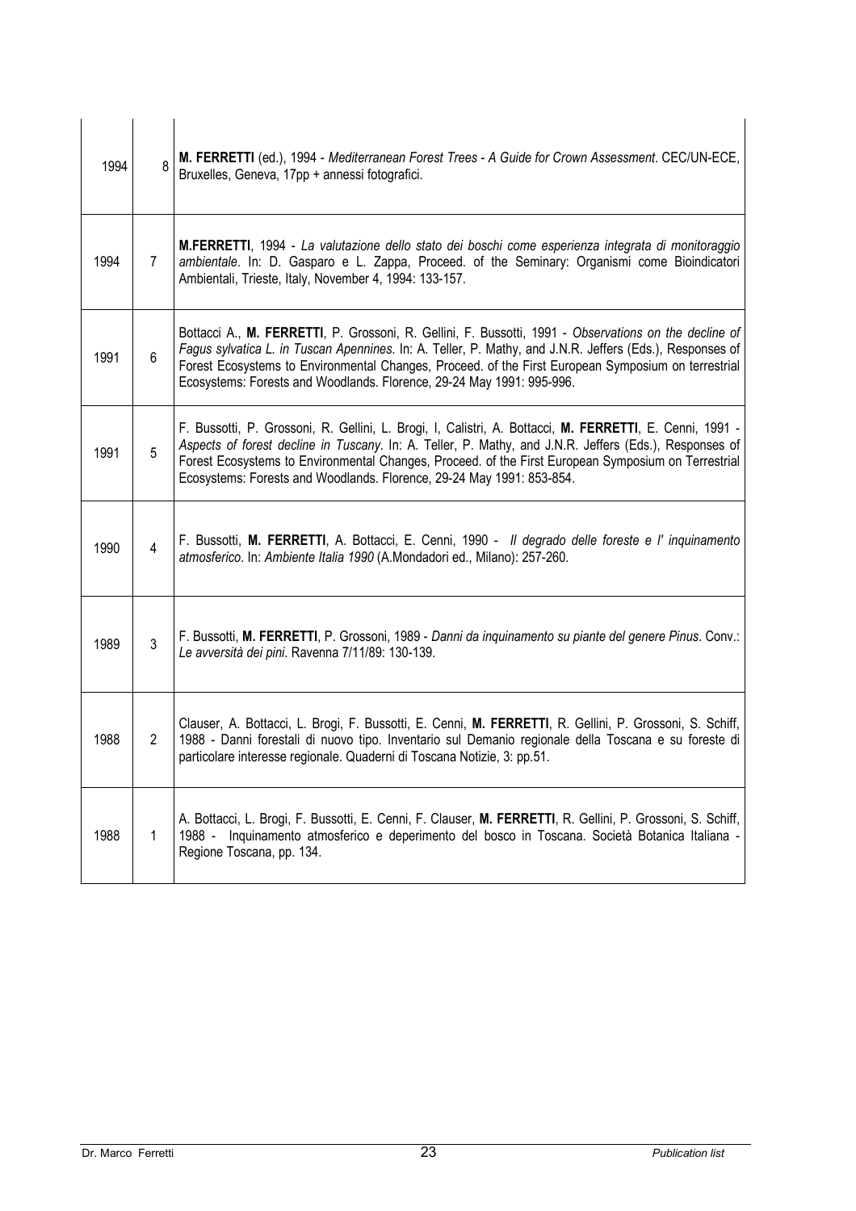| | | |
|---|---|---|
| 1994 | 8 | **M. FERRETTI** (ed.), 1994 - *Mediterranean Forest Trees - A Guide for Crown Assessment*. CEC/UN-ECE, Bruxelles, Geneva, 17pp + annessi fotografici. |
| 1994 | 7 | **M.FERRETTI**, 1994 - *La valutazione dello stato dei boschi come esperienza integrata di monitoraggio ambientale*. In: D. Gasparo e L. Zappa, Proceed. of the Seminary: Organismi come Bioindicatori Ambientali, Trieste, Italy, November 4, 1994: 133-157. |
| 1991 | 6 | Bottacci A., **M. FERRETTI**, P. Grossoni, R. Gellini, F. Bussotti, 1991 - *Observations on the decline of Fagus sylvatica L. in Tuscan Apennines*. In: A. Teller, P. Mathy, and J.N.R. Jeffers (Eds.), Responses of Forest Ecosystems to Environmental Changes, Proceed. of the First European Symposium on terrestrial Ecosystems: Forests and Woodlands. Florence, 29-24 May 1991: 995-996. |
| 1991 | 5 | F. Bussotti, P. Grossoni, R. Gellini, L. Brogi, I, Calistri, A. Bottacci, **M. FERRETTI**, E. Cenni, 1991 - *Aspects of forest decline in Tuscany*. In: A. Teller, P. Mathy, and J.N.R. Jeffers (Eds.), Responses of Forest Ecosystems to Environmental Changes, Proceed. of the First European Symposium on Terrestrial Ecosystems: Forests and Woodlands. Florence, 29-24 May 1991: 853-854. |
| 1990 | 4 | F. Bussotti, **M. FERRETTI**, A. Bottacci, E. Cenni, 1990 - *Il degrado delle foreste e l' inquinamento atmosferico*. In: *Ambiente Italia 1990* (A.Mondadori ed., Milano): 257-260. |
| 1989 | 3 | F. Bussotti, **M. FERRETTI**, P. Grossoni, 1989 - *Danni da inquinamento su piante del genere Pinus*. Conv.: *Le avversità dei pini*. Ravenna 7/11/89: 130-139. |
| 1988 | 2 | Clauser, A. Bottacci, L. Brogi, F. Bussotti, E. Cenni, **M. FERRETTI**, R. Gellini, P. Grossoni, S. Schiff, 1988 - Danni forestali di nuovo tipo. Inventario sul Demanio regionale della Toscana e su foreste di particolare interesse regionale. Quaderni di Toscana Notizie, 3: pp.51. |
| 1988 | 1 | A. Bottacci, L. Brogi, F. Bussotti, E. Cenni, F. Clauser, **M. FERRETTI**, R. Gellini, P. Grossoni, S. Schiff, 1988 - Inquinamento atmosferico e deperimento del bosco in Toscana. Società Botanica Italiana - Regione Toscana, pp. 134. |